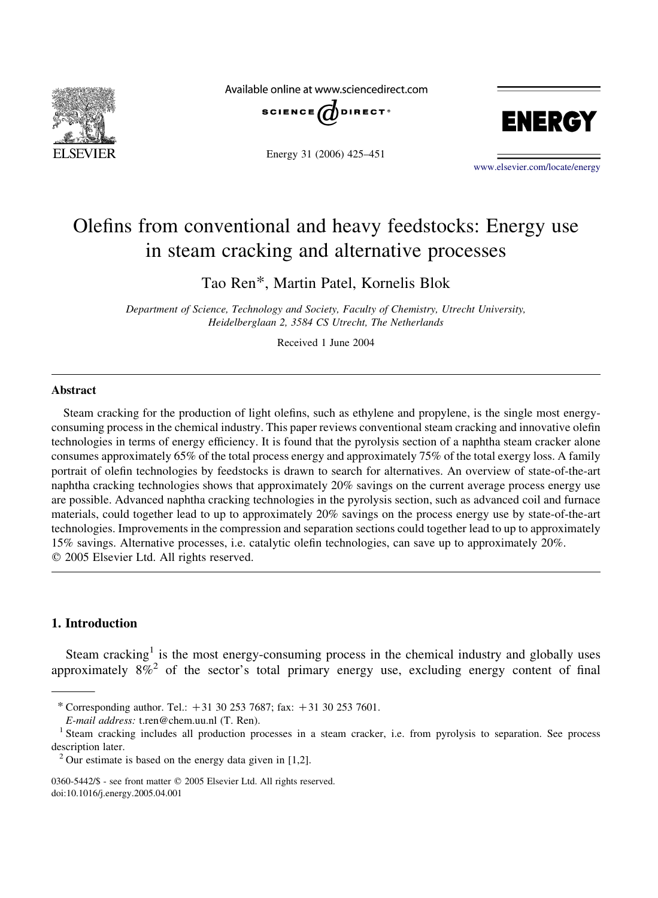# Olefins from conventional and heavy feedstocks: Energy use in steam cracking and alternative processes

Tao Ren*, Martin Patel, Kornelis Blok

*Department of Science, Technology and Society, Faculty of Chemistry, Utrecht University, Heidelberglaan 2, 3584 CS Utrecht, The Netherlands*

Received 1 June 2004

## Abstract

Steam cracking for the production of light olefins, such as ethylene and propylene, is the single most energy-consuming process in the chemical industry. This paper reviews conventional steam cracking and innovative olefin technologies in terms of energy efficiency. It is found that the pyrolysis section of a naphtha steam cracker alone consumes approximately 65% of the total process energy and approximately 75% of the total exergy loss. A family portrait of olefin technologies by feedstocks is drawn to search for alternatives. An overview of state-of-the-art naphtha cracking technologies shows that approximately 20% savings on the current average process energy use are possible. Advanced naphtha cracking technologies in the pyrolysis section, such as advanced coil and furnace materials, could together lead to up to approximately 20% savings on the process energy use by state-of-the-art technologies. Improvements in the compression and separation sections could together lead to up to approximately 15% savings. Alternative processes, i.e. catalytic olefin technologies, can save up to approximately 20%.
© 2005 Elsevier Ltd. All rights reserved.

## 1. Introduction

Steam cracking[1] is the most energy-consuming process in the chemical industry and globally uses approximately 8%[2] of the sector's total primary energy use, excluding energy content of final

---

\* Corresponding author. Tel.: +31 30 253 7687; fax: +31 30 253 7601.
*E-mail address:* t.ren@chem.uu.nl (T. Ren).

[1] Steam cracking includes all production processes in a steam cracker, i.e. from pyrolysis to separation. See process description later.

[2] Our estimate is based on the energy data given in [1,2].

0360-5442/$ - see front matter © 2005 Elsevier Ltd. All rights reserved.
doi:10.1016/j.energy.2005.04.001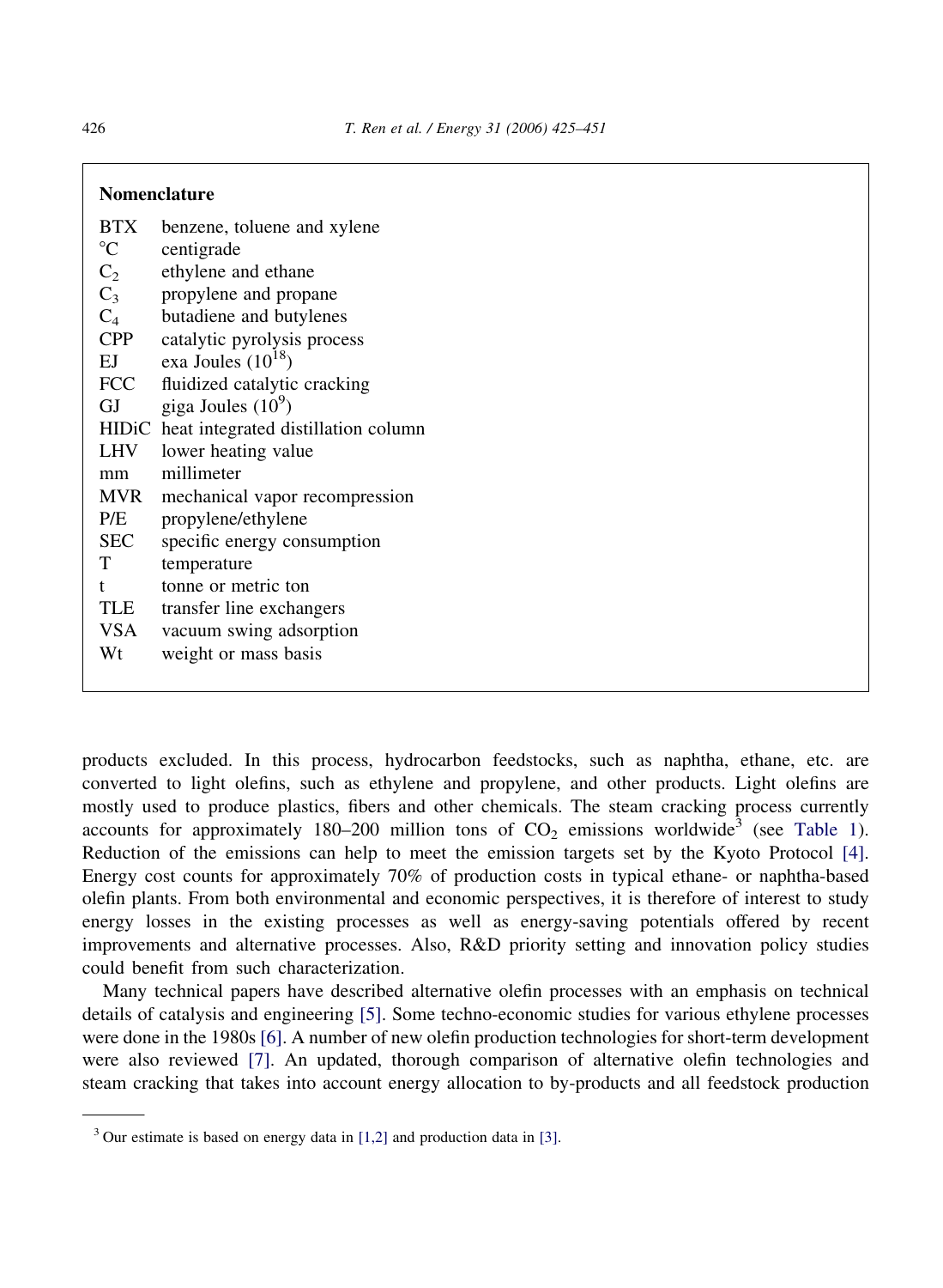## Nomenclature

| | |
|---|---|
| BTX | benzene, toluene and xylene |
| °C | centigrade |
| $C_2$ | ethylene and ethane |
| $C_3$ | propylene and propane |
| $C_4$ | butadiene and butylenes |
| CPP | catalytic pyrolysis process |
| EJ | exa Joules ($10^{18}$) |
| FCC | fluidized catalytic cracking |
| GJ | giga Joules ($10^{9}$) |
| HIDiC | heat integrated distillation column |
| LHV | lower heating value |
| mm | millimeter |
| MVR | mechanical vapor recompression |
| P/E | propylene/ethylene |
| SEC | specific energy consumption |
| T | temperature |
| t | tonne or metric ton |
| TLE | transfer line exchangers |
| VSA | vacuum swing adsorption |
| Wt | weight or mass basis |

products excluded. In this process, hydrocarbon feedstocks, such as naphtha, ethane, etc. are converted to light olefins, such as ethylene and propylene, and other products. Light olefins are mostly used to produce plastics, fibers and other chemicals. The steam cracking process currently accounts for approximately 180–200 million tons of $CO_2$ emissions worldwide[3] (see Table 1). Reduction of the emissions can help to meet the emission targets set by the Kyoto Protocol [4]. Energy cost counts for approximately 70% of production costs in typical ethane- or naphtha-based olefin plants. From both environmental and economic perspectives, it is therefore of interest to study energy losses in the existing processes as well as energy-saving potentials offered by recent improvements and alternative processes. Also, R&D priority setting and innovation policy studies could benefit from such characterization.

Many technical papers have described alternative olefin processes with an emphasis on technical details of catalysis and engineering [5]. Some techno-economic studies for various ethylene processes were done in the 1980s [6]. A number of new olefin production technologies for short-term development were also reviewed [7]. An updated, thorough comparison of alternative olefin technologies and steam cracking that takes into account energy allocation to by-products and all feedstock production

[3] Our estimate is based on energy data in [1,2] and production data in [3].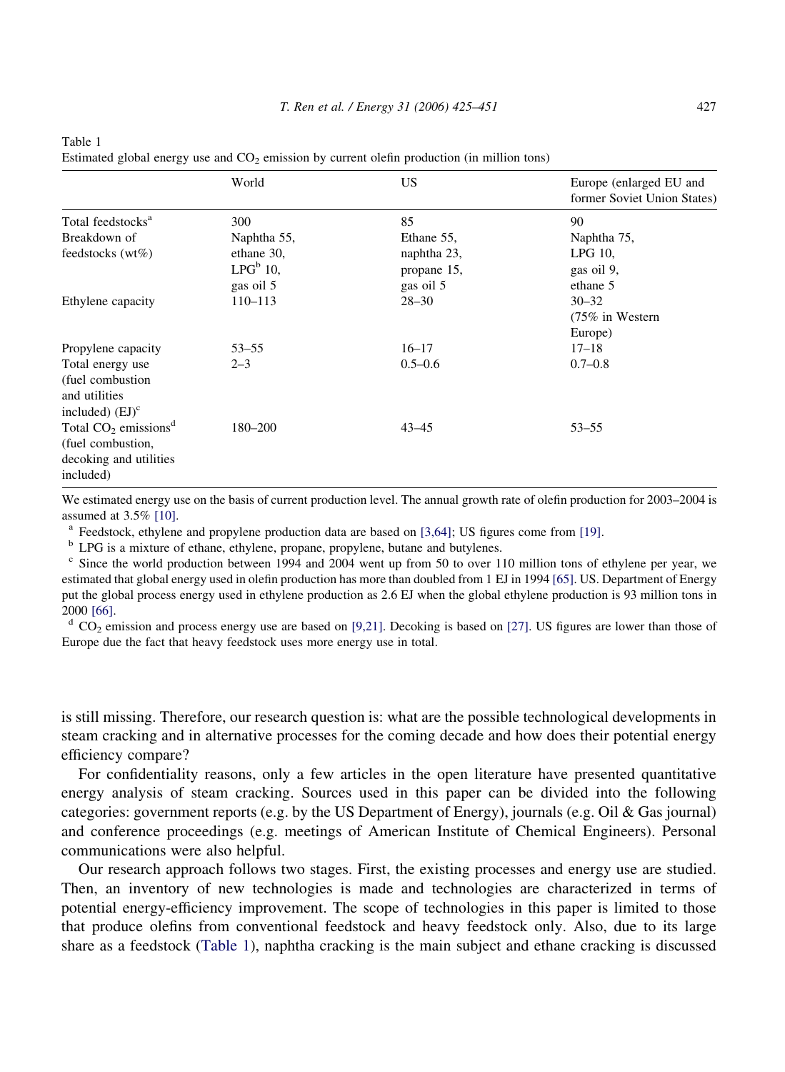Table 1
Estimated global energy use and $CO_2$ emission by current olefin production (in million tons)

| | World | US | Europe (enlarged EU and former Soviet Union States) |
|---|---|---|---|
| Total feedstocks[a] | 300 | 85 | 90 |
| Breakdown of feedstocks (wt%) | Naphtha 55, ethane 30, LPG[b] 10, gas oil 5 | Ethane 55, naphtha 23, propane 15, gas oil 5 | Naphtha 75, LPG 10, gas oil 9, ethane 5 |
| Ethylene capacity | 110–113 | 28–30 | 30–32 (75% in Western Europe) |
| Propylene capacity | 53–55 | 16–17 | 17–18 |
| Total energy use (fuel combustion and utilities included) (EJ)[c] | 2–3 | 0.5–0.6 | 0.7–0.8 |
| Total $CO_2$ emissions[d] (fuel combustion, decoking and utilities included) | 180–200 | 43–45 | 53–55 |

We estimated energy use on the basis of current production level. The annual growth rate of olefin production for 2003–2004 is assumed at 3.5% [10].

[a] Feedstock, ethylene and propylene production data are based on [3,64]; US figures come from [19].

[b] LPG is a mixture of ethane, ethylene, propane, propylene, butane and butylenes.

[c] Since the world production between 1994 and 2004 went up from 50 to over 110 million tons of ethylene per year, we estimated that global energy used in olefin production has more than doubled from 1 EJ in 1994 [65]. US. Department of Energy put the global process energy used in ethylene production as 2.6 EJ when the global ethylene production is 93 million tons in 2000 [66].

[d] $CO_2$ emission and process energy use are based on [9,21]. Decoking is based on [27]. US figures are lower than those of Europe due the fact that heavy feedstock uses more energy use in total.

is still missing. Therefore, our research question is: what are the possible technological developments in steam cracking and in alternative processes for the coming decade and how does their potential energy efficiency compare?

For confidentiality reasons, only a few articles in the open literature have presented quantitative energy analysis of steam cracking. Sources used in this paper can be divided into the following categories: government reports (e.g. by the US Department of Energy), journals (e.g. Oil & Gas journal) and conference proceedings (e.g. meetings of American Institute of Chemical Engineers). Personal communications were also helpful.

Our research approach follows two stages. First, the existing processes and energy use are studied. Then, an inventory of new technologies is made and technologies are characterized in terms of potential energy-efficiency improvement. The scope of technologies in this paper is limited to those that produce olefins from conventional feedstock and heavy feedstock only. Also, due to its large share as a feedstock (Table 1), naphtha cracking is the main subject and ethane cracking is discussed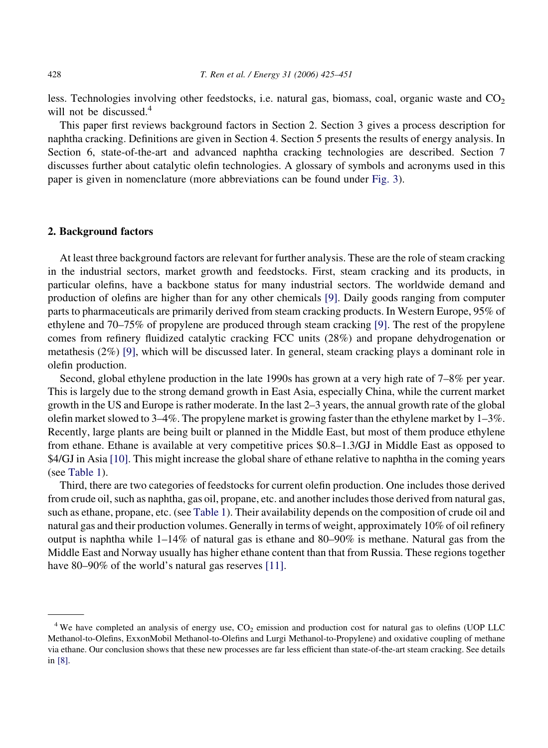less. Technologies involving other feedstocks, i.e. natural gas, biomass, coal, organic waste and $CO_2$ will not be discussed.[4]

This paper first reviews background factors in Section 2. Section 3 gives a process description for naphtha cracking. Definitions are given in Section 4. Section 5 presents the results of energy analysis. In Section 6, state-of-the-art and advanced naphtha cracking technologies are described. Section 7 discusses further about catalytic olefin technologies. A glossary of symbols and acronyms used in this paper is given in nomenclature (more abbreviations can be found under Fig. 3).

## 2. Background factors

At least three background factors are relevant for further analysis. These are the role of steam cracking in the industrial sectors, market growth and feedstocks. First, steam cracking and its products, in particular olefins, have a backbone status for many industrial sectors. The worldwide demand and production of olefins are higher than for any other chemicals [9]. Daily goods ranging from computer parts to pharmaceuticals are primarily derived from steam cracking products. In Western Europe, 95% of ethylene and 70–75% of propylene are produced through steam cracking [9]. The rest of the propylene comes from refinery fluidized catalytic cracking FCC units (28%) and propane dehydrogenation or metathesis (2%) [9], which will be discussed later. In general, steam cracking plays a dominant role in olefin production.

Second, global ethylene production in the late 1990s has grown at a very high rate of 7–8% per year. This is largely due to the strong demand growth in East Asia, especially China, while the current market growth in the US and Europe is rather moderate. In the last 2–3 years, the annual growth rate of the global olefin market slowed to 3–4%. The propylene market is growing faster than the ethylene market by 1–3%. Recently, large plants are being built or planned in the Middle East, but most of them produce ethylene from ethane. Ethane is available at very competitive prices $0.8–1.3/GJ in Middle East as opposed to $4/GJ in Asia [10]. This might increase the global share of ethane relative to naphtha in the coming years (see Table 1).

Third, there are two categories of feedstocks for current olefin production. One includes those derived from crude oil, such as naphtha, gas oil, propane, etc. and another includes those derived from natural gas, such as ethane, propane, etc. (see Table 1). Their availability depends on the composition of crude oil and natural gas and their production volumes. Generally in terms of weight, approximately 10% of oil refinery output is naphtha while 1–14% of natural gas is ethane and 80–90% is methane. Natural gas from the Middle East and Norway usually has higher ethane content than that from Russia. These regions together have 80–90% of the world's natural gas reserves [11].

---

[4] We have completed an analysis of energy use, $CO_2$ emission and production cost for natural gas to olefins (UOP LLC Methanol-to-Olefins, ExxonMobil Methanol-to-Olefins and Lurgi Methanol-to-Propylene) and oxidative coupling of methane via ethane. Our conclusion shows that these new processes are far less efficient than state-of-the-art steam cracking. See details in [8].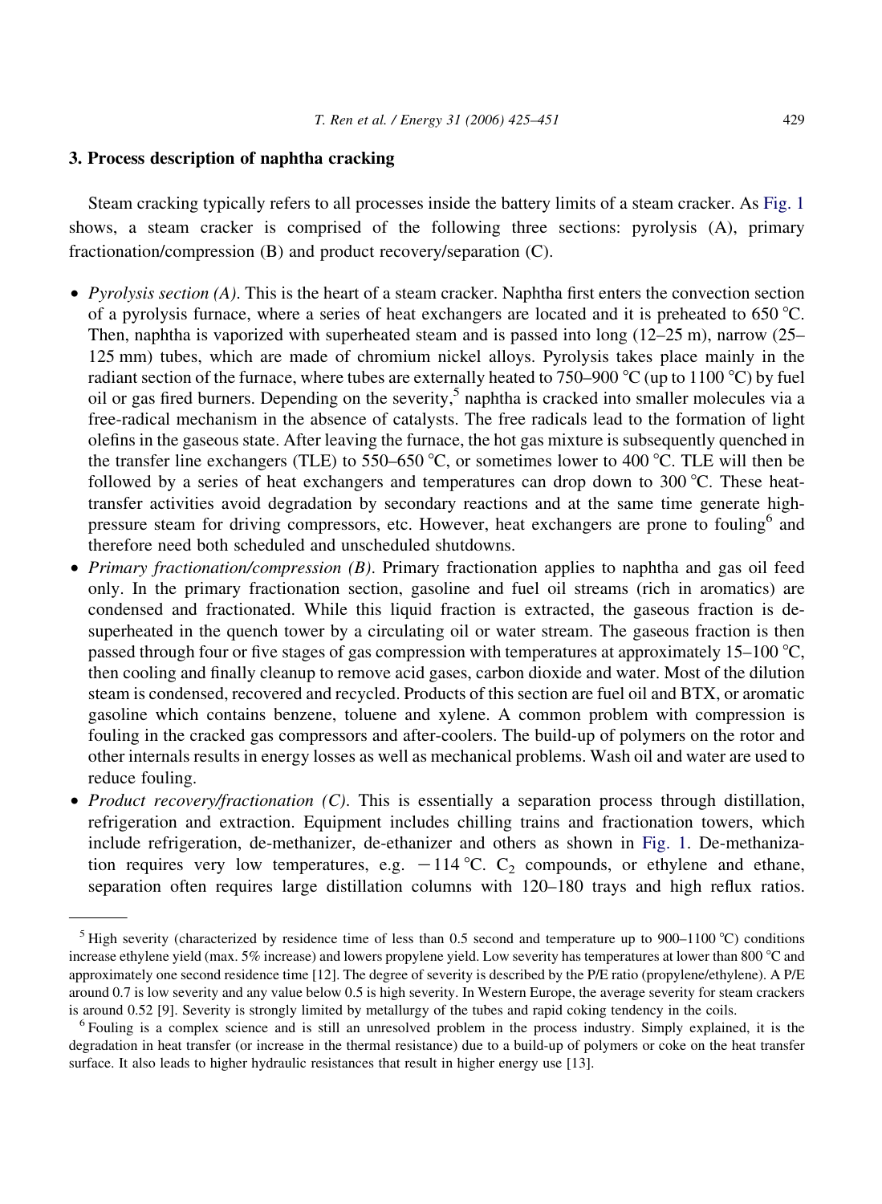## 3. Process description of naphtha cracking

Steam cracking typically refers to all processes inside the battery limits of a steam cracker. As Fig. 1 shows, a steam cracker is comprised of the following three sections: pyrolysis (A), primary fractionation/compression (B) and product recovery/separation (C).

- *Pyrolysis section (A)*. This is the heart of a steam cracker. Naphtha first enters the convection section of a pyrolysis furnace, where a series of heat exchangers are located and it is preheated to 650 °C. Then, naphtha is vaporized with superheated steam and is passed into long (12–25 m), narrow (25–125 mm) tubes, which are made of chromium nickel alloys. Pyrolysis takes place mainly in the radiant section of the furnace, where tubes are externally heated to 750–900 °C (up to 1100 °C) by fuel oil or gas fired burners. Depending on the severity,[5] naphtha is cracked into smaller molecules via a free-radical mechanism in the absence of catalysts. The free radicals lead to the formation of light olefins in the gaseous state. After leaving the furnace, the hot gas mixture is subsequently quenched in the transfer line exchangers (TLE) to 550–650 °C, or sometimes lower to 400 °C. TLE will then be followed by a series of heat exchangers and temperatures can drop down to 300 °C. These heat-transfer activities avoid degradation by secondary reactions and at the same time generate high-pressure steam for driving compressors, etc. However, heat exchangers are prone to fouling[6] and therefore need both scheduled and unscheduled shutdowns.
- *Primary fractionation/compression (B)*. Primary fractionation applies to naphtha and gas oil feed only. In the primary fractionation section, gasoline and fuel oil streams (rich in aromatics) are condensed and fractionated. While this liquid fraction is extracted, the gaseous fraction is de-superheated in the quench tower by a circulating oil or water stream. The gaseous fraction is then passed through four or five stages of gas compression with temperatures at approximately 15–100 °C, then cooling and finally cleanup to remove acid gases, carbon dioxide and water. Most of the dilution steam is condensed, recovered and recycled. Products of this section are fuel oil and BTX, or aromatic gasoline which contains benzene, toluene and xylene. A common problem with compression is fouling in the cracked gas compressors and after-coolers. The build-up of polymers on the rotor and other internals results in energy losses as well as mechanical problems. Wash oil and water are used to reduce fouling.
- *Product recovery/fractionation (C)*. This is essentially a separation process through distillation, refrigeration and extraction. Equipment includes chilling trains and fractionation towers, which include refrigeration, de-methanizer, de-ethanizer and others as shown in Fig. 1. De-methanization requires very low temperatures, e.g. −114 °C. $C_2$ compounds, or ethylene and ethane, separation often requires large distillation columns with 120–180 trays and high reflux ratios.

---

[5] High severity (characterized by residence time of less than 0.5 second and temperature up to 900–1100 °C) conditions increase ethylene yield (max. 5% increase) and lowers propylene yield. Low severity has temperatures at lower than 800 °C and approximately one second residence time [12]. The degree of severity is described by the P/E ratio (propylene/ethylene). A P/E around 0.7 is low severity and any value below 0.5 is high severity. In Western Europe, the average severity for steam crackers is around 0.52 [9]. Severity is strongly limited by metallurgy of the tubes and rapid coking tendency in the coils.

[6] Fouling is a complex science and is still an unresolved problem in the process industry. Simply explained, it is the degradation in heat transfer (or increase in the thermal resistance) due to a build-up of polymers or coke on the heat transfer surface. It also leads to higher hydraulic resistances that result in higher energy use [13].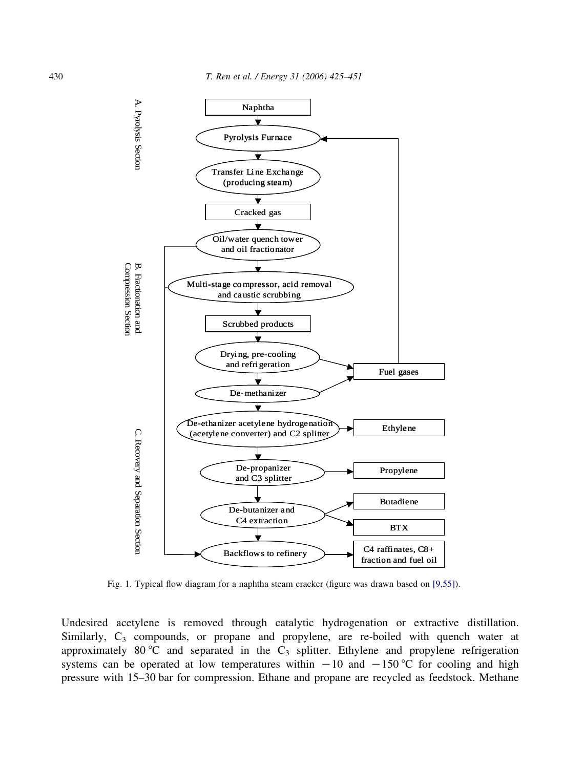Fig. 1. Typical flow diagram for a naphtha steam cracker (figure was drawn based on [9,55]).

Undesired acetylene is removed through catalytic hydrogenation or extractive distillation. Similarly, $C_3$ compounds, or propane and propylene, are re-boiled with quench water at approximately 80 °C and separated in the $C_3$ splitter. Ethylene and propylene refrigeration systems can be operated at low temperatures within −10 and −150 °C for cooling and high pressure with 15–30 bar for compression. Ethane and propane are recycled as feedstock. Methane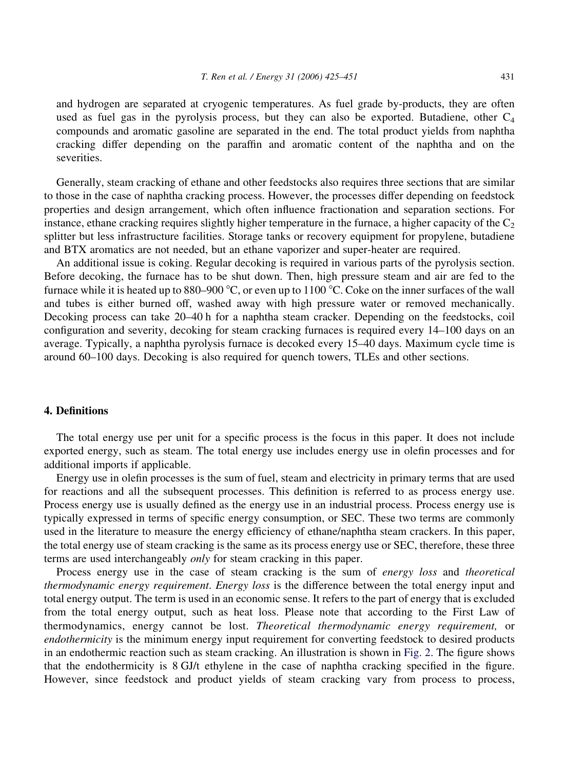and hydrogen are separated at cryogenic temperatures. As fuel grade by-products, they are often used as fuel gas in the pyrolysis process, but they can also be exported. Butadiene, other $C_4$ compounds and aromatic gasoline are separated in the end. The total product yields from naphtha cracking differ depending on the paraffin and aromatic content of the naphtha and on the severities.

Generally, steam cracking of ethane and other feedstocks also requires three sections that are similar to those in the case of naphtha cracking process. However, the processes differ depending on feedstock properties and design arrangement, which often influence fractionation and separation sections. For instance, ethane cracking requires slightly higher temperature in the furnace, a higher capacity of the $C_2$ splitter but less infrastructure facilities. Storage tanks or recovery equipment for propylene, butadiene and BTX aromatics are not needed, but an ethane vaporizer and super-heater are required.

An additional issue is coking. Regular decoking is required in various parts of the pyrolysis section. Before decoking, the furnace has to be shut down. Then, high pressure steam and air are fed to the furnace while it is heated up to 880–900 °C, or even up to 1100 °C. Coke on the inner surfaces of the wall and tubes is either burned off, washed away with high pressure water or removed mechanically. Decoking process can take 20–40 h for a naphtha steam cracker. Depending on the feedstocks, coil configuration and severity, decoking for steam cracking furnaces is required every 14–100 days on an average. Typically, a naphtha pyrolysis furnace is decoked every 15–40 days. Maximum cycle time is around 60–100 days. Decoking is also required for quench towers, TLEs and other sections.

## 4. Definitions

The total energy use per unit for a specific process is the focus in this paper. It does not include exported energy, such as steam. The total energy use includes energy use in olefin processes and for additional imports if applicable.

Energy use in olefin processes is the sum of fuel, steam and electricity in primary terms that are used for reactions and all the subsequent processes. This definition is referred to as process energy use. Process energy use is usually defined as the energy use in an industrial process. Process energy use is typically expressed in terms of specific energy consumption, or SEC. These two terms are commonly used in the literature to measure the energy efficiency of ethane/naphtha steam crackers. In this paper, the total energy use of steam cracking is the same as its process energy use or SEC, therefore, these three terms are used interchangeably *only* for steam cracking in this paper.

Process energy use in the case of steam cracking is the sum of *energy loss* and *theoretical thermodynamic energy requirement*. *Energy loss* is the difference between the total energy input and total energy output. The term is used in an economic sense. It refers to the part of energy that is excluded from the total energy output, such as heat loss. Please note that according to the First Law of thermodynamics, energy cannot be lost. *Theoretical thermodynamic energy requirement,* or *endothermicity* is the minimum energy input requirement for converting feedstock to desired products in an endothermic reaction such as steam cracking. An illustration is shown in Fig. 2. The figure shows that the endothermicity is 8 GJ/t ethylene in the case of naphtha cracking specified in the figure. However, since feedstock and product yields of steam cracking vary from process to process,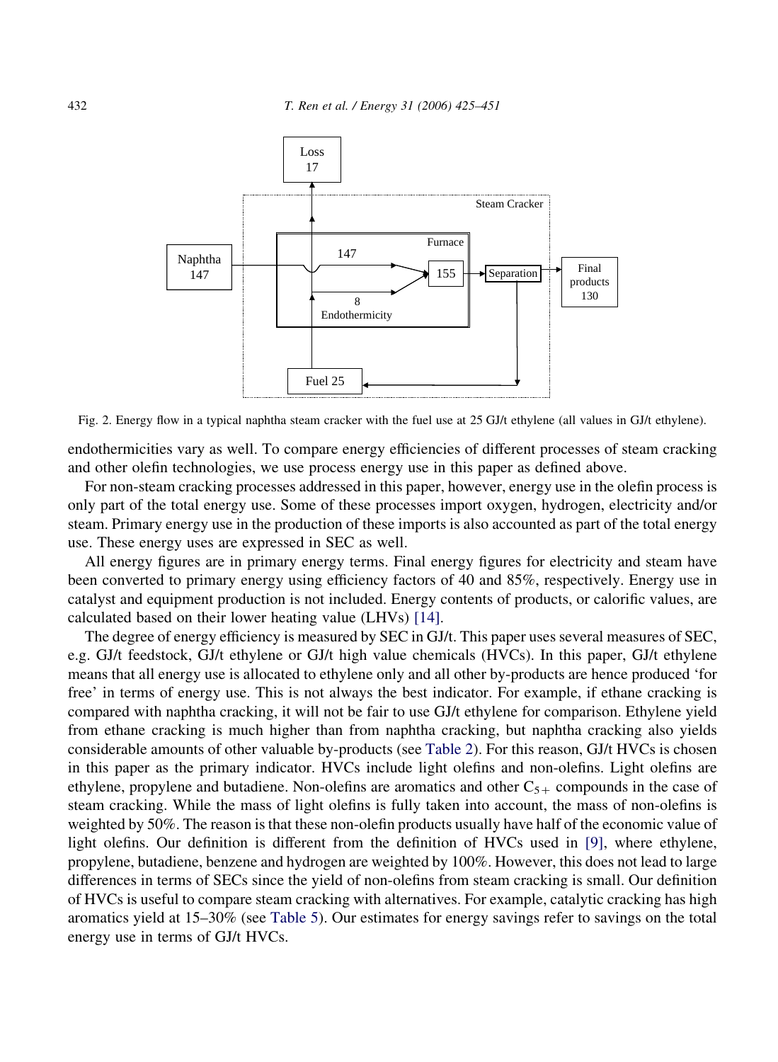Loss
17

Steam Cracker

Furnace

Naphtha
147

147

155

Separation

Final
products
130

8
Endothermicity

Fuel 25

Fig. 2. Energy flow in a typical naphtha steam cracker with the fuel use at 25 GJ/t ethylene (all values in GJ/t ethylene).

endothermicities vary as well. To compare energy efficiencies of different processes of steam cracking and other olefin technologies, we use process energy use in this paper as defined above.

For non-steam cracking processes addressed in this paper, however, energy use in the olefin process is only part of the total energy use. Some of these processes import oxygen, hydrogen, electricity and/or steam. Primary energy use in the production of these imports is also accounted as part of the total energy use. These energy uses are expressed in SEC as well.

All energy figures are in primary energy terms. Final energy figures for electricity and steam have been converted to primary energy using efficiency factors of 40 and 85%, respectively. Energy use in catalyst and equipment production is not included. Energy contents of products, or calorific values, are calculated based on their lower heating value (LHVs) [14].

The degree of energy efficiency is measured by SEC in GJ/t. This paper uses several measures of SEC, e.g. GJ/t feedstock, GJ/t ethylene or GJ/t high value chemicals (HVCs). In this paper, GJ/t ethylene means that all energy use is allocated to ethylene only and all other by-products are hence produced 'for free' in terms of energy use. This is not always the best indicator. For example, if ethane cracking is compared with naphtha cracking, it will not be fair to use GJ/t ethylene for comparison. Ethylene yield from ethane cracking is much higher than from naphtha cracking, but naphtha cracking also yields considerable amounts of other valuable by-products (see Table 2). For this reason, GJ/t HVCs is chosen in this paper as the primary indicator. HVCs include light olefins and non-olefins. Light olefins are ethylene, propylene and butadiene. Non-olefins are aromatics and other $C_{5+}$ compounds in the case of steam cracking. While the mass of light olefins is fully taken into account, the mass of non-olefins is weighted by 50%. The reason is that these non-olefin products usually have half of the economic value of light olefins. Our definition is different from the definition of HVCs used in [9], where ethylene, propylene, butadiene, benzene and hydrogen are weighted by 100%. However, this does not lead to large differences in terms of SECs since the yield of non-olefins from steam cracking is small. Our definition of HVCs is useful to compare steam cracking with alternatives. For example, catalytic cracking has high aromatics yield at 15–30% (see Table 5). Our estimates for energy savings refer to savings on the total energy use in terms of GJ/t HVCs.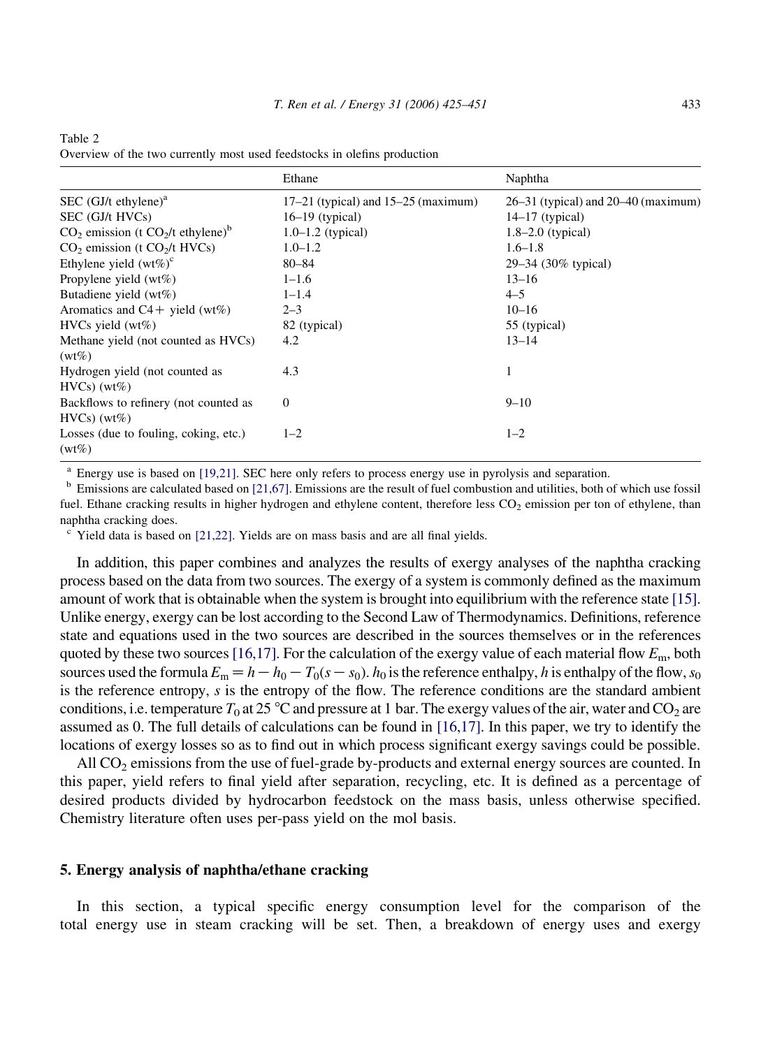Table 2
Overview of the two currently most used feedstocks in olefins production

| | Ethane | Naphtha |
|---|---|---|
| SEC (GJ/t ethylene)[a] | 17–21 (typical) and 15–25 (maximum) | 26–31 (typical) and 20–40 (maximum) |
| SEC (GJ/t HVCs) | 16–19 (typical) | 14–17 (typical) |
| $CO_2$ emission (t $CO_2$/t ethylene)[b] | 1.0–1.2 (typical) | 1.8–2.0 (typical) |
| $CO_2$ emission (t $CO_2$/t HVCs) | 1.0–1.2 | 1.6–1.8 |
| Ethylene yield (wt%)[c] | 80–84 | 29–34 (30% typical) |
| Propylene yield (wt%) | 1–1.6 | 13–16 |
| Butadiene yield (wt%) | 1–1.4 | 4–5 |
| Aromatics and C4+ yield (wt%) | 2–3 | 10–16 |
| HVCs yield (wt%) | 82 (typical) | 55 (typical) |
| Methane yield (not counted as HVCs) (wt%) | 4.2 | 13–14 |
| Hydrogen yield (not counted as HVCs) (wt%) | 4.3 | 1 |
| Backflows to refinery (not counted as HVCs) (wt%) | 0 | 9–10 |
| Losses (due to fouling, coking, etc.) (wt%) | 1–2 | 1–2 |

[a] Energy use is based on [19,21]. SEC here only refers to process energy use in pyrolysis and separation.

[b] Emissions are calculated based on [21,67]. Emissions are the result of fuel combustion and utilities, both of which use fossil fuel. Ethane cracking results in higher hydrogen and ethylene content, therefore less $CO_2$ emission per ton of ethylene, than naphtha cracking does.

[c] Yield data is based on [21,22]. Yields are on mass basis and are all final yields.

In addition, this paper combines and analyzes the results of exergy analyses of the naphtha cracking process based on the data from two sources. The exergy of a system is commonly defined as the maximum amount of work that is obtainable when the system is brought into equilibrium with the reference state [15]. Unlike energy, exergy can be lost according to the Second Law of Thermodynamics. Definitions, reference state and equations used in the two sources are described in the sources themselves or in the references quoted by these two sources [16,17]. For the calculation of the exergy value of each material flow $E_m$, both sources used the formula $E_m = h - h_0 - T_0(s - s_0)$. $h_0$ is the reference enthalpy, $h$ is enthalpy of the flow, $s_0$ is the reference entropy, $s$ is the entropy of the flow. The reference conditions are the standard ambient conditions, i.e. temperature $T_0$ at 25 °C and pressure at 1 bar. The exergy values of the air, water and $CO_2$ are assumed as 0. The full details of calculations can be found in [16,17]. In this paper, we try to identify the locations of exergy losses so as to find out in which process significant exergy savings could be possible.

All $CO_2$ emissions from the use of fuel-grade by-products and external energy sources are counted. In this paper, yield refers to final yield after separation, recycling, etc. It is defined as a percentage of desired products divided by hydrocarbon feedstock on the mass basis, unless otherwise specified. Chemistry literature often uses per-pass yield on the mol basis.

## 5. Energy analysis of naphtha/ethane cracking

In this section, a typical specific energy consumption level for the comparison of the total energy use in steam cracking will be set. Then, a breakdown of energy uses and exergy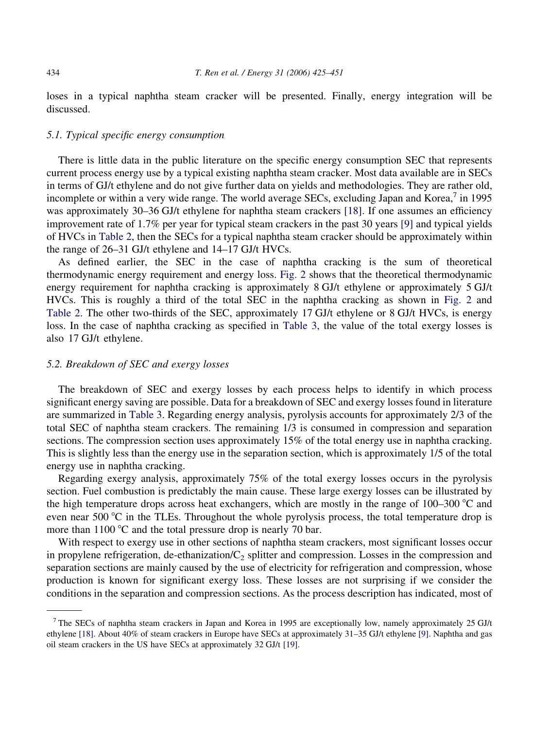loses in a typical naphtha steam cracker will be presented. Finally, energy integration will be discussed.

### 5.1. Typical specific energy consumption

There is little data in the public literature on the specific energy consumption SEC that represents current process energy use by a typical existing naphtha steam cracker. Most data available are in SECs in terms of GJ/t ethylene and do not give further data on yields and methodologies. They are rather old, incomplete or within a very wide range. The world average SECs, excluding Japan and Korea,[7] in 1995 was approximately 30–36 GJ/t ethylene for naphtha steam crackers [18]. If one assumes an efficiency improvement rate of 1.7% per year for typical steam crackers in the past 30 years [9] and typical yields of HVCs in Table 2, then the SECs for a typical naphtha steam cracker should be approximately within the range of 26–31 GJ/t ethylene and 14–17 GJ/t HVCs.

As defined earlier, the SEC in the case of naphtha cracking is the sum of theoretical thermodynamic energy requirement and energy loss. Fig. 2 shows that the theoretical thermodynamic energy requirement for naphtha cracking is approximately 8 GJ/t ethylene or approximately 5 GJ/t HVCs. This is roughly a third of the total SEC in the naphtha cracking as shown in Fig. 2 and Table 2. The other two-thirds of the SEC, approximately 17 GJ/t ethylene or 8 GJ/t HVCs, is energy loss. In the case of naphtha cracking as specified in Table 3, the value of the total exergy losses is also 17 GJ/t ethylene.

### 5.2. Breakdown of SEC and exergy losses

The breakdown of SEC and exergy losses by each process helps to identify in which process significant energy saving are possible. Data for a breakdown of SEC and exergy losses found in literature are summarized in Table 3. Regarding energy analysis, pyrolysis accounts for approximately 2/3 of the total SEC of naphtha steam crackers. The remaining 1/3 is consumed in compression and separation sections. The compression section uses approximately 15% of the total energy use in naphtha cracking. This is slightly less than the energy use in the separation section, which is approximately 1/5 of the total energy use in naphtha cracking.

Regarding exergy analysis, approximately 75% of the total exergy losses occurs in the pyrolysis section. Fuel combustion is predictably the main cause. These large exergy losses can be illustrated by the high temperature drops across heat exchangers, which are mostly in the range of 100–300 °C and even near 500 °C in the TLEs. Throughout the whole pyrolysis process, the total temperature drop is more than 1100 °C and the total pressure drop is nearly 70 bar.

With respect to exergy use in other sections of naphtha steam crackers, most significant losses occur in propylene refrigeration, de-ethanization/$C_2$ splitter and compression. Losses in the compression and separation sections are mainly caused by the use of electricity for refrigeration and compression, whose production is known for significant exergy loss. These losses are not surprising if we consider the conditions in the separation and compression sections. As the process description has indicated, most of

[7] The SECs of naphtha steam crackers in Japan and Korea in 1995 are exceptionally low, namely approximately 25 GJ/t ethylene [18]. About 40% of steam crackers in Europe have SECs at approximately 31–35 GJ/t ethylene [9]. Naphtha and gas oil steam crackers in the US have SECs at approximately 32 GJ/t [19].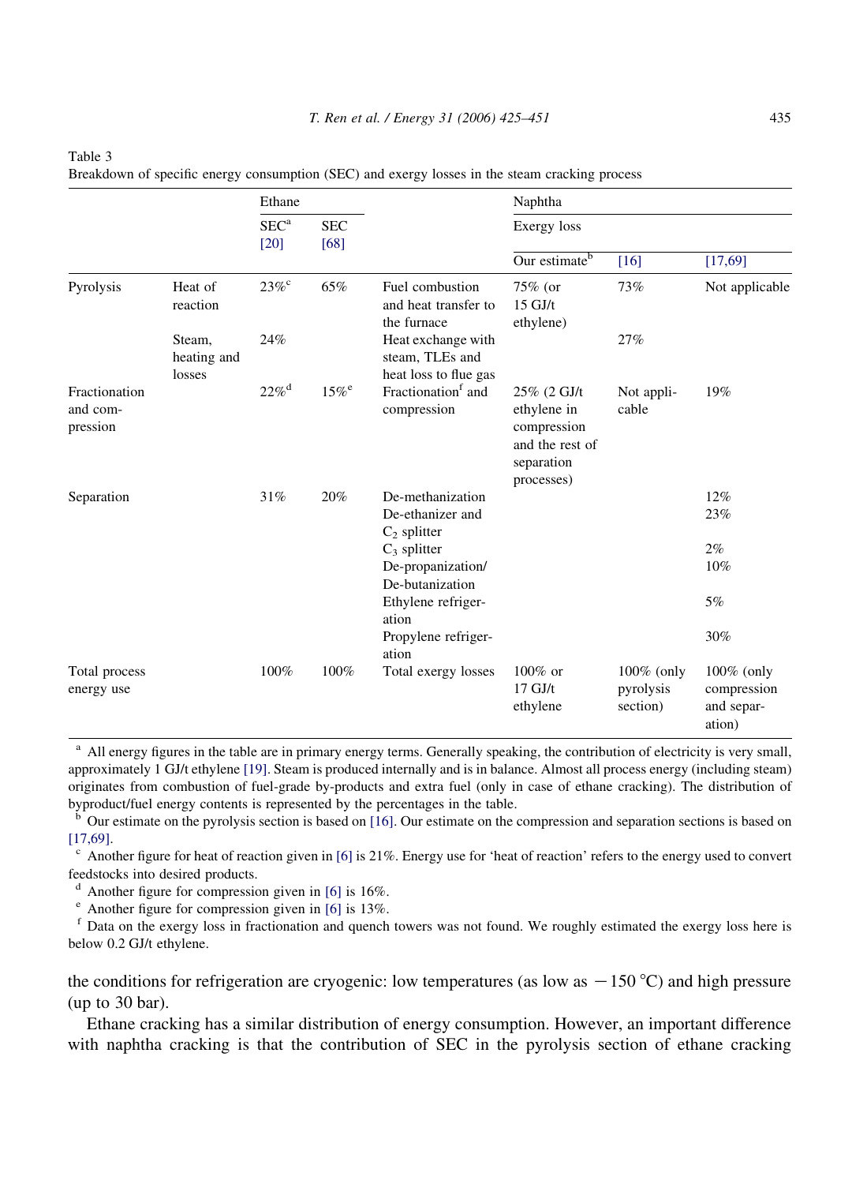Table 3
Breakdown of specific energy consumption (SEC) and exergy losses in the steam cracking process

| | | Ethane | | | Naphtha | | |
|---|---|---|---|---|---|---|---|
| | | SEC[a] [20] | SEC [68] | | Exergy loss | | |
| | | | | | Our estimate[b] | [16] | [17,69] |
| Pyrolysis | Heat of reaction | 23%[c] | 65% | Fuel combustion and heat transfer to the furnace | 75% (or 15 GJ/t ethylene) | 73% | Not applicable |
| | Steam, heating and losses | 24% | | Heat exchange with steam, TLEs and heat loss to flue gas | | 27% | |
| Fractionation and compression | | 22%[d] | 15%[e] | Fractionation[f] and compression | 25% (2 GJ/t ethylene in compression and the rest of separation processes) | Not applicable | 19% |
| Separation | | 31% | 20% | De-methanization | | | 12% |
| | | | | De-ethanizer and $C_2$ splitter | | | 23% |
| | | | | $C_3$ splitter | | | 2% |
| | | | | De-propanization/ De-butanization | | | 10% |
| | | | | Ethylene refrigeration | | | 5% |
| | | | | Propylene refrigeration | | | 30% |
| Total process energy use | | 100% | 100% | Total exergy losses | 100% or 17 GJ/t ethylene | 100% (only pyrolysis section) | 100% (only compression and separation) |

[a] All energy figures in the table are in primary energy terms. Generally speaking, the contribution of electricity is very small, approximately 1 GJ/t ethylene [19]. Steam is produced internally and is in balance. Almost all process energy (including steam) originates from combustion of fuel-grade by-products and extra fuel (only in case of ethane cracking). The distribution of byproduct/fuel energy contents is represented by the percentages in the table.

[b] Our estimate on the pyrolysis section is based on [16]. Our estimate on the compression and separation sections is based on [17,69].

[c] Another figure for heat of reaction given in [6] is 21%. Energy use for 'heat of reaction' refers to the energy used to convert feedstocks into desired products.

[d] Another figure for compression given in [6] is 16%.

[e] Another figure for compression given in [6] is 13%.

[f] Data on the exergy loss in fractionation and quench towers was not found. We roughly estimated the exergy loss here is below 0.2 GJ/t ethylene.

the conditions for refrigeration are cryogenic: low temperatures (as low as −150 °C) and high pressure (up to 30 bar).

Ethane cracking has a similar distribution of energy consumption. However, an important difference with naphtha cracking is that the contribution of SEC in the pyrolysis section of ethane cracking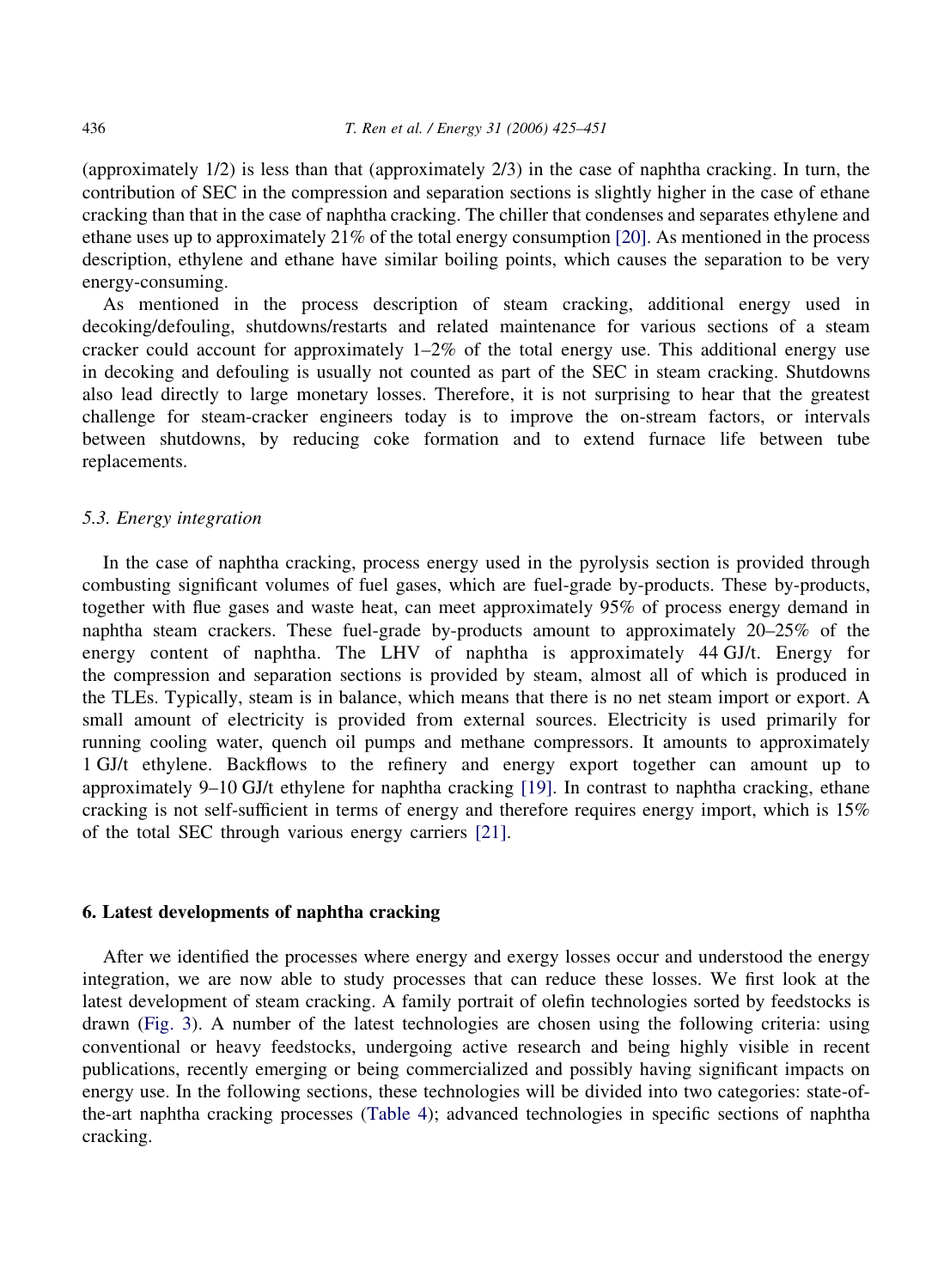(approximately 1/2) is less than that (approximately 2/3) in the case of naphtha cracking. In turn, the contribution of SEC in the compression and separation sections is slightly higher in the case of ethane cracking than that in the case of naphtha cracking. The chiller that condenses and separates ethylene and ethane uses up to approximately 21% of the total energy consumption [20]. As mentioned in the process description, ethylene and ethane have similar boiling points, which causes the separation to be very energy-consuming.

As mentioned in the process description of steam cracking, additional energy used in decoking/defouling, shutdowns/restarts and related maintenance for various sections of a steam cracker could account for approximately 1–2% of the total energy use. This additional energy use in decoking and defouling is usually not counted as part of the SEC in steam cracking. Shutdowns also lead directly to large monetary losses. Therefore, it is not surprising to hear that the greatest challenge for steam-cracker engineers today is to improve the on-stream factors, or intervals between shutdowns, by reducing coke formation and to extend furnace life between tube replacements.

### *5.3. Energy integration*

In the case of naphtha cracking, process energy used in the pyrolysis section is provided through combusting significant volumes of fuel gases, which are fuel-grade by-products. These by-products, together with flue gases and waste heat, can meet approximately 95% of process energy demand in naphtha steam crackers. These fuel-grade by-products amount to approximately 20–25% of the energy content of naphtha. The LHV of naphtha is approximately 44 GJ/t. Energy for the compression and separation sections is provided by steam, almost all of which is produced in the TLEs. Typically, steam is in balance, which means that there is no net steam import or export. A small amount of electricity is provided from external sources. Electricity is used primarily for running cooling water, quench oil pumps and methane compressors. It amounts to approximately 1 GJ/t ethylene. Backflows to the refinery and energy export together can amount up to approximately 9–10 GJ/t ethylene for naphtha cracking [19]. In contrast to naphtha cracking, ethane cracking is not self-sufficient in terms of energy and therefore requires energy import, which is 15% of the total SEC through various energy carriers [21].

## 6. Latest developments of naphtha cracking

After we identified the processes where energy and exergy losses occur and understood the energy integration, we are now able to study processes that can reduce these losses. We first look at the latest development of steam cracking. A family portrait of olefin technologies sorted by feedstocks is drawn (Fig. 3). A number of the latest technologies are chosen using the following criteria: using conventional or heavy feedstocks, undergoing active research and being highly visible in recent publications, recently emerging or being commercialized and possibly having significant impacts on energy use. In the following sections, these technologies will be divided into two categories: state-of-the-art naphtha cracking processes (Table 4); advanced technologies in specific sections of naphtha cracking.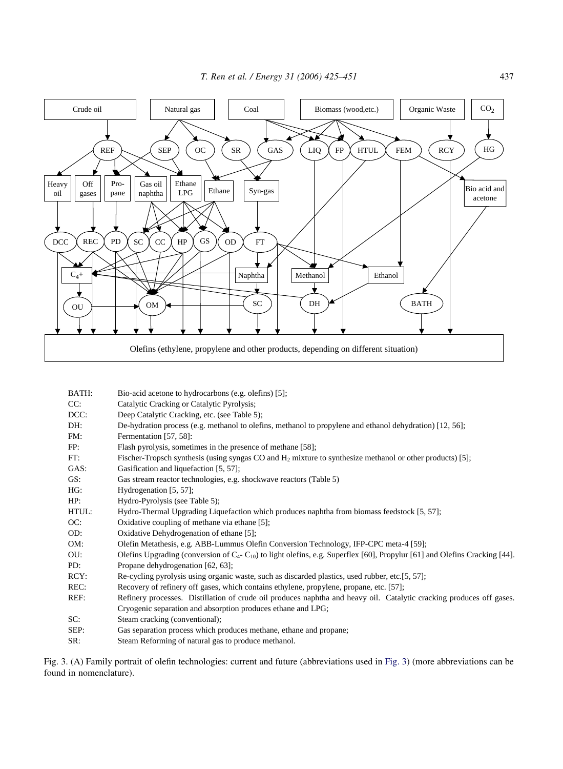BATH: Bio-acid acetone to hydrocarbons (e.g. olefins) [5];
CC: Catalytic Cracking or Catalytic Pyrolysis;
DCC: Deep Catalytic Cracking, etc. (see Table 5);
DH: De-hydration process (e.g. methanol to olefins, methanol to propylene and ethanol dehydration) [12, 56];
FM: Fermentation [57, 58]:
FP: Flash pyrolysis, sometimes in the presence of methane [58];
FT: Fischer-Tropsch synthesis (using syngas CO and $H_2$ mixture to synthesize methanol or other products) [5];
GAS: Gasification and liquefaction [5, 57];
GS: Gas stream reactor technologies, e.g. shockwave reactors (Table 5)
HG: Hydrogenation [5, 57];
HP: Hydro-Pyrolysis (see Table 5);
HTUL: Hydro-Thermal Upgrading Liquefaction which produces naphtha from biomass feedstock [5, 57];
OC: Oxidative coupling of methane via ethane [5];
OD: Oxidative Dehydrogenation of ethane [5];
OM: Olefin Metathesis, e.g. ABB-Lummus Olefin Conversion Technology, IFP-CPC meta-4 [59];
OU: Olefins Upgrading (conversion of $C_4$- $C_{10}$) to light olefins, e.g. Superflex [60], Propylur [61] and Olefins Cracking [44].
PD: Propane dehydrogenation [62, 63];
RCY: Re-cycling pyrolysis using organic waste, such as discarded plastics, used rubber, etc.[5, 57];
REC: Recovery of refinery off gases, which contains ethylene, propylene, propane, etc. [57];
REF: Refinery processes. Distillation of crude oil produces naphtha and heavy oil. Catalytic cracking produces off gases. Cryogenic separation and absorption produces ethane and LPG;
SC: Steam cracking (conventional);
SEP: Gas separation process which produces methane, ethane and propane;
SR: Steam Reforming of natural gas to produce methanol.

Fig. 3. (A) Family portrait of olefin technologies: current and future (abbreviations used in Fig. 3) (more abbreviations can be found in nomenclature).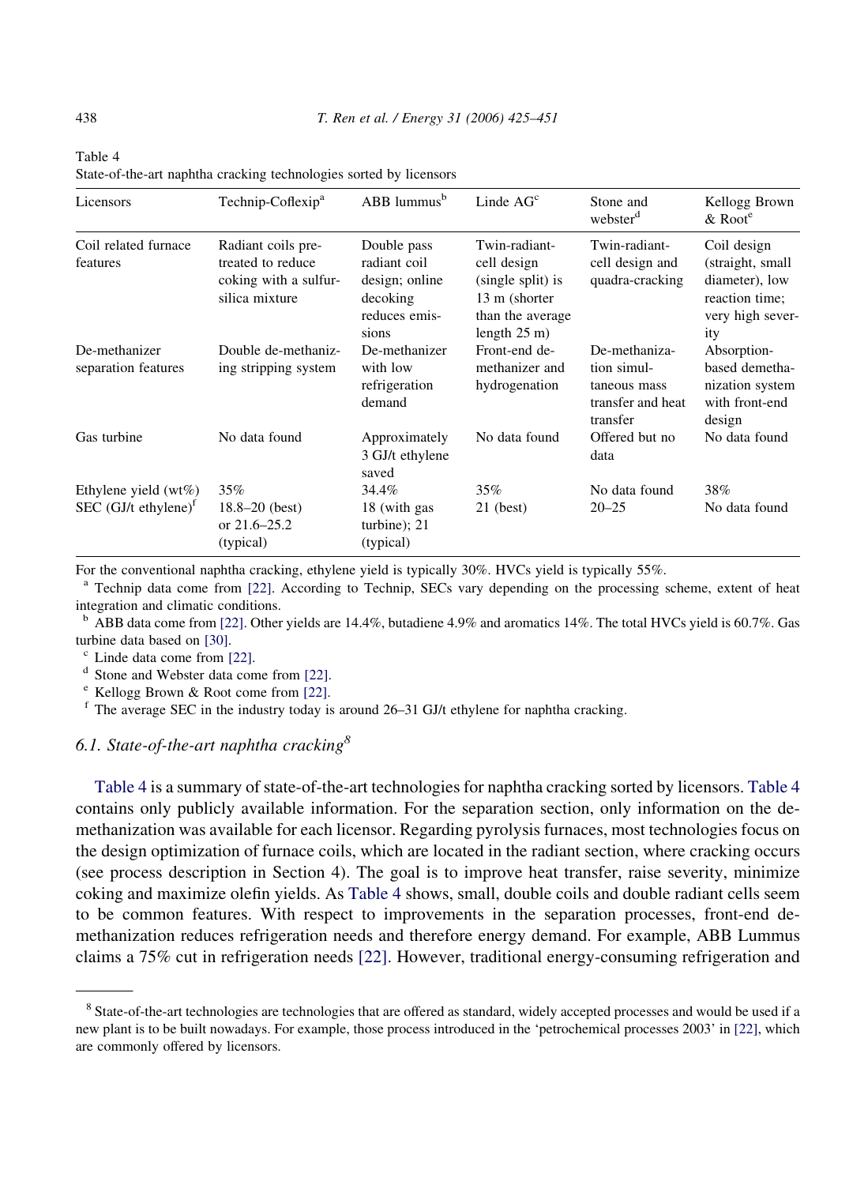Table 4
State-of-the-art naphtha cracking technologies sorted by licensors

| Licensors | Technip-Coflexip[a] | ABB lummus[b] | Linde AG[c] | Stone and webster[d] | Kellogg Brown & Root[e] |
|---|---|---|---|---|---|
| Coil related furnace features | Radiant coils pre-treated to reduce coking with a sulfur-silica mixture | Double pass radiant coil design; online decoking reduces emissions | Twin-radiant-cell design (single split) is 13 m (shorter than the average length 25 m) | Twin-radiant-cell design and quadra-cracking | Coil design (straight, small diameter), low reaction time; very high severity |
| De-methanizer separation features | Double de-methanizing stripping system | De-methanizer with low refrigeration demand | Front-end de-methanizer and hydrogenation | De-methanization simultaneous mass transfer and heat transfer | Absorption-based demethanization system with front-end design |
| Gas turbine | No data found | Approximately 3 GJ/t ethylene saved | No data found | Offered but no data | No data found |
| Ethylene yield (wt%) | 35% | 34.4% | 35% | No data found | 38% |
| SEC (GJ/t ethylene)[f] | 18.8–20 (best) or 21.6–25.2 (typical) | 18 (with gas turbine); 21 (typical) | 21 (best) | 20–25 | No data found |

For the conventional naphtha cracking, ethylene yield is typically 30%. HVCs yield is typically 55%.

[a] Technip data come from [22]. According to Technip, SECs vary depending on the processing scheme, extent of heat integration and climatic conditions.

[b] ABB data come from [22]. Other yields are 14.4%, butadiene 4.9% and aromatics 14%. The total HVCs yield is 60.7%. Gas turbine data based on [30].

[c] Linde data come from [22].

[d] Stone and Webster data come from [22].

[e] Kellogg Brown & Root come from [22].

[f] The average SEC in the industry today is around 26–31 GJ/t ethylene for naphtha cracking.

### 6.1. State-of-the-art naphtha cracking[8]

Table 4 is a summary of state-of-the-art technologies for naphtha cracking sorted by licensors. Table 4 contains only publicly available information. For the separation section, only information on the de-methanization was available for each licensor. Regarding pyrolysis furnaces, most technologies focus on the design optimization of furnace coils, which are located in the radiant section, where cracking occurs (see process description in Section 4). The goal is to improve heat transfer, raise severity, minimize coking and maximize olefin yields. As Table 4 shows, small, double coils and double radiant cells seem to be common features. With respect to improvements in the separation processes, front-end de-methanization reduces refrigeration needs and therefore energy demand. For example, ABB Lummus claims a 75% cut in refrigeration needs [22]. However, traditional energy-consuming refrigeration and

[8] State-of-the-art technologies are technologies that are offered as standard, widely accepted processes and would be used if a new plant is to be built nowadays. For example, those process introduced in the 'petrochemical processes 2003' in [22], which are commonly offered by licensors.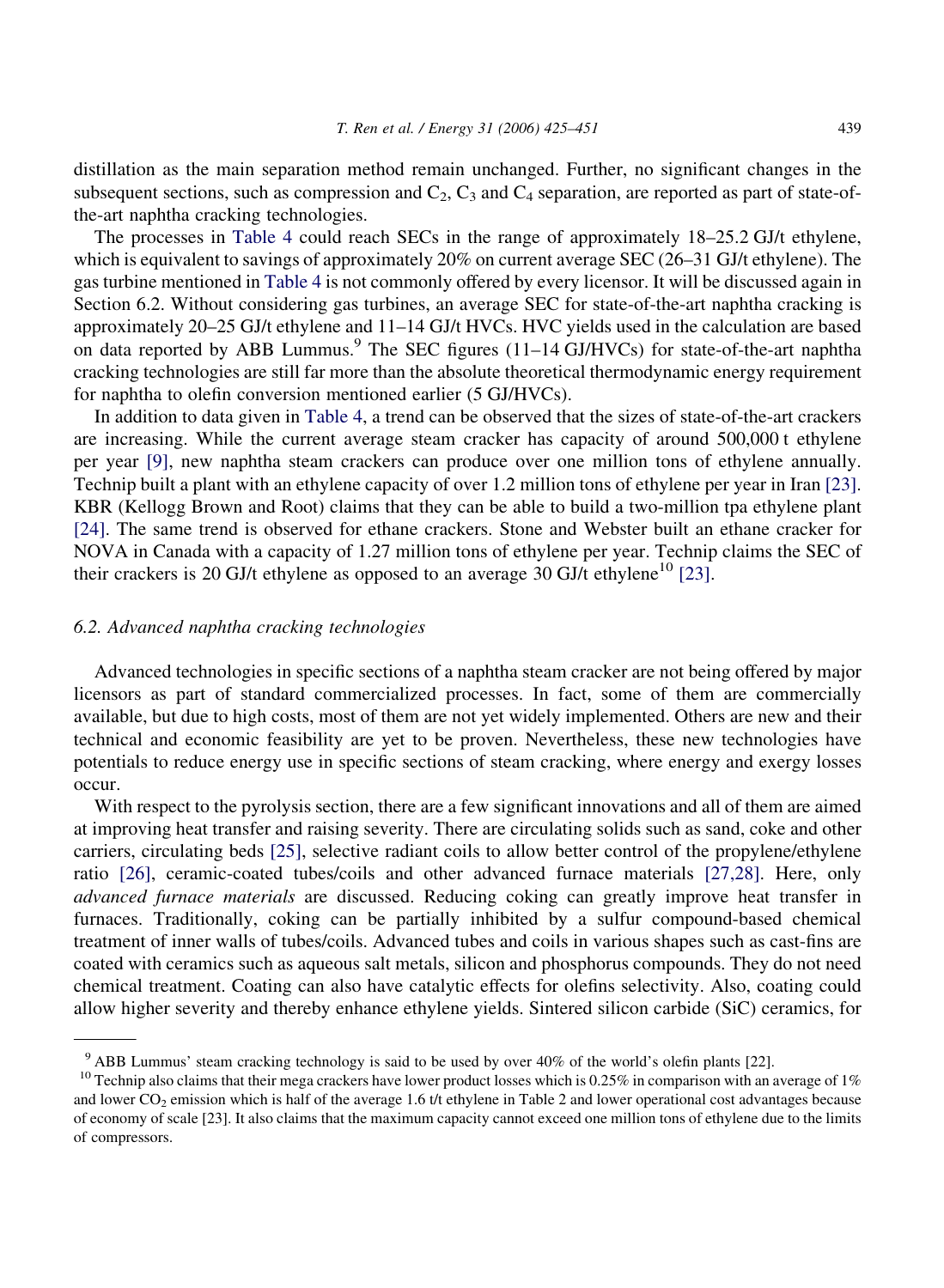distillation as the main separation method remain unchanged. Further, no significant changes in the subsequent sections, such as compression and $C_2$, $C_3$ and $C_4$ separation, are reported as part of state-of-the-art naphtha cracking technologies.

The processes in Table 4 could reach SECs in the range of approximately 18–25.2 GJ/t ethylene, which is equivalent to savings of approximately 20% on current average SEC (26–31 GJ/t ethylene). The gas turbine mentioned in Table 4 is not commonly offered by every licensor. It will be discussed again in Section 6.2. Without considering gas turbines, an average SEC for state-of-the-art naphtha cracking is approximately 20–25 GJ/t ethylene and 11–14 GJ/t HVCs. HVC yields used in the calculation are based on data reported by ABB Lummus.[9] The SEC figures (11–14 GJ/HVCs) for state-of-the-art naphtha cracking technologies are still far more than the absolute theoretical thermodynamic energy requirement for naphtha to olefin conversion mentioned earlier (5 GJ/HVCs).

In addition to data given in Table 4, a trend can be observed that the sizes of state-of-the-art crackers are increasing. While the current average steam cracker has capacity of around 500,000 t ethylene per year [9], new naphtha steam crackers can produce over one million tons of ethylene annually. Technip built a plant with an ethylene capacity of over 1.2 million tons of ethylene per year in Iran [23]. KBR (Kellogg Brown and Root) claims that they can be able to build a two-million tpa ethylene plant [24]. The same trend is observed for ethane crackers. Stone and Webster built an ethane cracker for NOVA in Canada with a capacity of 1.27 million tons of ethylene per year. Technip claims the SEC of their crackers is 20 GJ/t ethylene as opposed to an average 30 GJ/t ethylene[10] [23].

### 6.2. Advanced naphtha cracking technologies

Advanced technologies in specific sections of a naphtha steam cracker are not being offered by major licensors as part of standard commercialized processes. In fact, some of them are commercially available, but due to high costs, most of them are not yet widely implemented. Others are new and their technical and economic feasibility are yet to be proven. Nevertheless, these new technologies have potentials to reduce energy use in specific sections of steam cracking, where energy and exergy losses occur.

With respect to the pyrolysis section, there are a few significant innovations and all of them are aimed at improving heat transfer and raising severity. There are circulating solids such as sand, coke and other carriers, circulating beds [25], selective radiant coils to allow better control of the propylene/ethylene ratio [26], ceramic-coated tubes/coils and other advanced furnace materials [27,28]. Here, only *advanced furnace materials* are discussed. Reducing coking can greatly improve heat transfer in furnaces. Traditionally, coking can be partially inhibited by a sulfur compound-based chemical treatment of inner walls of tubes/coils. Advanced tubes and coils in various shapes such as cast-fins are coated with ceramics such as aqueous salt metals, silicon and phosphorus compounds. They do not need chemical treatment. Coating can also have catalytic effects for olefins selectivity. Also, coating could allow higher severity and thereby enhance ethylene yields. Sintered silicon carbide (SiC) ceramics, for

---

[9] ABB Lummus' steam cracking technology is said to be used by over 40% of the world's olefin plants [22].

[10] Technip also claims that their mega crackers have lower product losses which is 0.25% in comparison with an average of 1% and lower $CO_2$ emission which is half of the average 1.6 t/t ethylene in Table 2 and lower operational cost advantages because of economy of scale [23]. It also claims that the maximum capacity cannot exceed one million tons of ethylene due to the limits of compressors.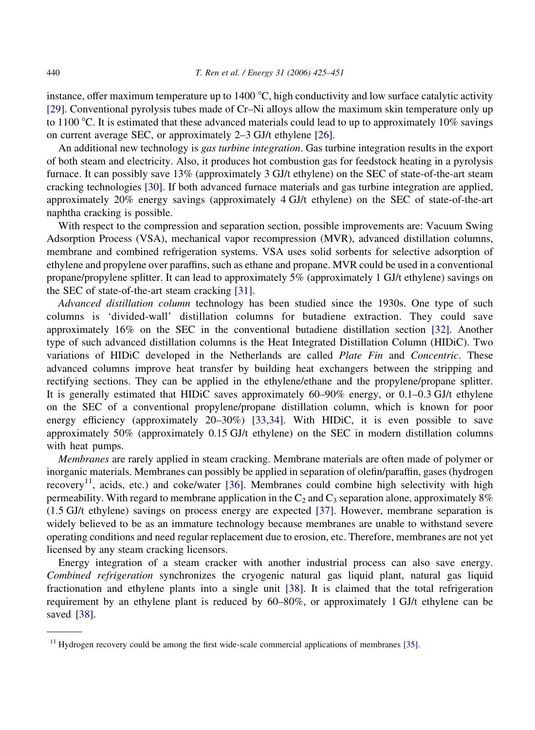instance, offer maximum temperature up to 1400 °C, high conductivity and low surface catalytic activity [29]. Conventional pyrolysis tubes made of Cr–Ni alloys allow the maximum skin temperature only up to 1100 °C. It is estimated that these advanced materials could lead to up to approximately 10% savings on current average SEC, or approximately 2–3 GJ/t ethylene [26].

An additional new technology is *gas turbine integration*. Gas turbine integration results in the export of both steam and electricity. Also, it produces hot combustion gas for feedstock heating in a pyrolysis furnace. It can possibly save 13% (approximately 3 GJ/t ethylene) on the SEC of state-of-the-art steam cracking technologies [30]. If both advanced furnace materials and gas turbine integration are applied, approximately 20% energy savings (approximately 4 GJ/t ethylene) on the SEC of state-of-the-art naphtha cracking is possible.

With respect to the compression and separation section, possible improvements are: Vacuum Swing Adsorption Process (VSA), mechanical vapor recompression (MVR), advanced distillation columns, membrane and combined refrigeration systems. VSA uses solid sorbents for selective adsorption of ethylene and propylene over paraffins, such as ethane and propane. MVR could be used in a conventional propane/propylene splitter. It can lead to approximately 5% (approximately 1 GJ/t ethylene) savings on the SEC of state-of-the-art steam cracking [31].

*Advanced distillation column* technology has been studied since the 1930s. One type of such columns is 'divided-wall' distillation columns for butadiene extraction. They could save approximately 16% on the SEC in the conventional butadiene distillation section [32]. Another type of such advanced distillation columns is the Heat Integrated Distillation Column (HIDiC). Two variations of HIDiC developed in the Netherlands are called *Plate Fin* and *Concentric*. These advanced columns improve heat transfer by building heat exchangers between the stripping and rectifying sections. They can be applied in the ethylene/ethane and the propylene/propane splitter. It is generally estimated that HIDiC saves approximately 60–90% energy, or 0.1–0.3 GJ/t ethylene on the SEC of a conventional propylene/propane distillation column, which is known for poor energy efficiency (approximately 20–30%) [33,34]. With HIDiC, it is even possible to save approximately 50% (approximately 0.15 GJ/t ethylene) on the SEC in modern distillation columns with heat pumps.

*Membranes* are rarely applied in steam cracking. Membrane materials are often made of polymer or inorganic materials. Membranes can possibly be applied in separation of olefin/paraffin, gases (hydrogen recovery[11], acids, etc.) and coke/water [36]. Membranes could combine high selectivity with high permeability. With regard to membrane application in the $C_2$ and $C_3$ separation alone, approximately 8% (1.5 GJ/t ethylene) savings on process energy are expected [37]. However, membrane separation is widely believed to be as an immature technology because membranes are unable to withstand severe operating conditions and need regular replacement due to erosion, etc. Therefore, membranes are not yet licensed by any steam cracking licensors.

Energy integration of a steam cracker with another industrial process can also save energy. *Combined refrigeration* synchronizes the cryogenic natural gas liquid plant, natural gas liquid fractionation and ethylene plants into a single unit [38]. It is claimed that the total refrigeration requirement by an ethylene plant is reduced by 60–80%, or approximately 1 GJ/t ethylene can be saved [38].

---

[11] Hydrogen recovery could be among the first wide-scale commercial applications of membranes [35].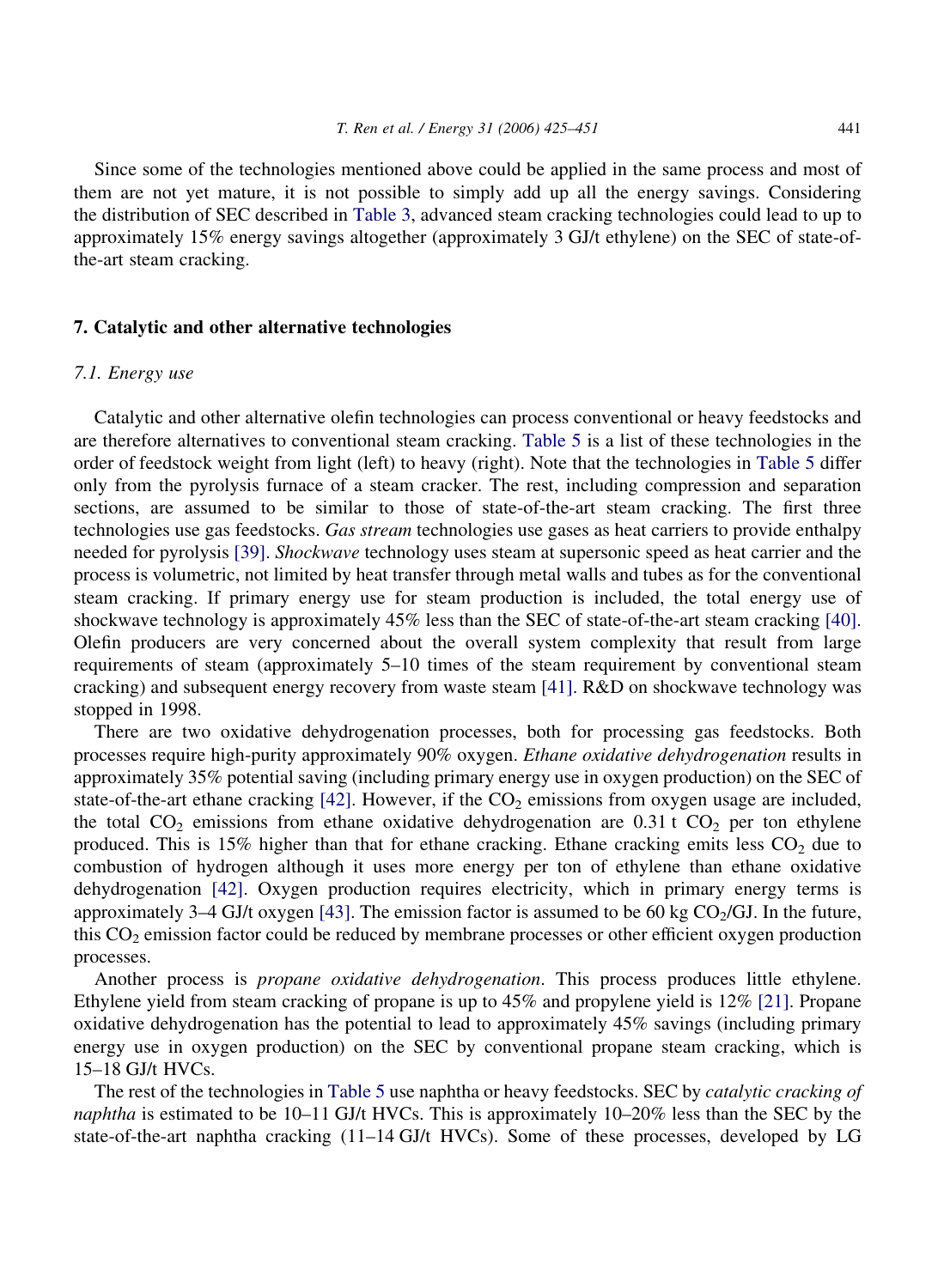Since some of the technologies mentioned above could be applied in the same process and most of them are not yet mature, it is not possible to simply add up all the energy savings. Considering the distribution of SEC described in Table 3, advanced steam cracking technologies could lead to up to approximately 15% energy savings altogether (approximately 3 GJ/t ethylene) on the SEC of state-of-the-art steam cracking.

## 7. Catalytic and other alternative technologies

### 7.1. Energy use

Catalytic and other alternative olefin technologies can process conventional or heavy feedstocks and are therefore alternatives to conventional steam cracking. Table 5 is a list of these technologies in the order of feedstock weight from light (left) to heavy (right). Note that the technologies in Table 5 differ only from the pyrolysis furnace of a steam cracker. The rest, including compression and separation sections, are assumed to be similar to those of state-of-the-art steam cracking. The first three technologies use gas feedstocks. *Gas stream* technologies use gases as heat carriers to provide enthalpy needed for pyrolysis [39]. *Shockwave* technology uses steam at supersonic speed as heat carrier and the process is volumetric, not limited by heat transfer through metal walls and tubes as for the conventional steam cracking. If primary energy use for steam production is included, the total energy use of shockwave technology is approximately 45% less than the SEC of state-of-the-art steam cracking [40]. Olefin producers are very concerned about the overall system complexity that result from large requirements of steam (approximately 5–10 times of the steam requirement by conventional steam cracking) and subsequent energy recovery from waste steam [41]. R&D on shockwave technology was stopped in 1998.

There are two oxidative dehydrogenation processes, both for processing gas feedstocks. Both processes require high-purity approximately 90% oxygen. *Ethane oxidative dehydrogenation* results in approximately 35% potential saving (including primary energy use in oxygen production) on the SEC of state-of-the-art ethane cracking [42]. However, if the $CO_2$ emissions from oxygen usage are included, the total $CO_2$ emissions from ethane oxidative dehydrogenation are 0.31 t $CO_2$ per ton ethylene produced. This is 15% higher than that for ethane cracking. Ethane cracking emits less $CO_2$ due to combustion of hydrogen although it uses more energy per ton of ethylene than ethane oxidative dehydrogenation [42]. Oxygen production requires electricity, which in primary energy terms is approximately 3–4 GJ/t oxygen [43]. The emission factor is assumed to be 60 kg $CO_2$/GJ. In the future, this $CO_2$ emission factor could be reduced by membrane processes or other efficient oxygen production processes.

Another process is *propane oxidative dehydrogenation*. This process produces little ethylene. Ethylene yield from steam cracking of propane is up to 45% and propylene yield is 12% [21]. Propane oxidative dehydrogenation has the potential to lead to approximately 45% savings (including primary energy use in oxygen production) on the SEC by conventional propane steam cracking, which is 15–18 GJ/t HVCs.

The rest of the technologies in Table 5 use naphtha or heavy feedstocks. SEC by *catalytic cracking of naphtha* is estimated to be 10–11 GJ/t HVCs. This is approximately 10–20% less than the SEC by the state-of-the-art naphtha cracking (11–14 GJ/t HVCs). Some of these processes, developed by LG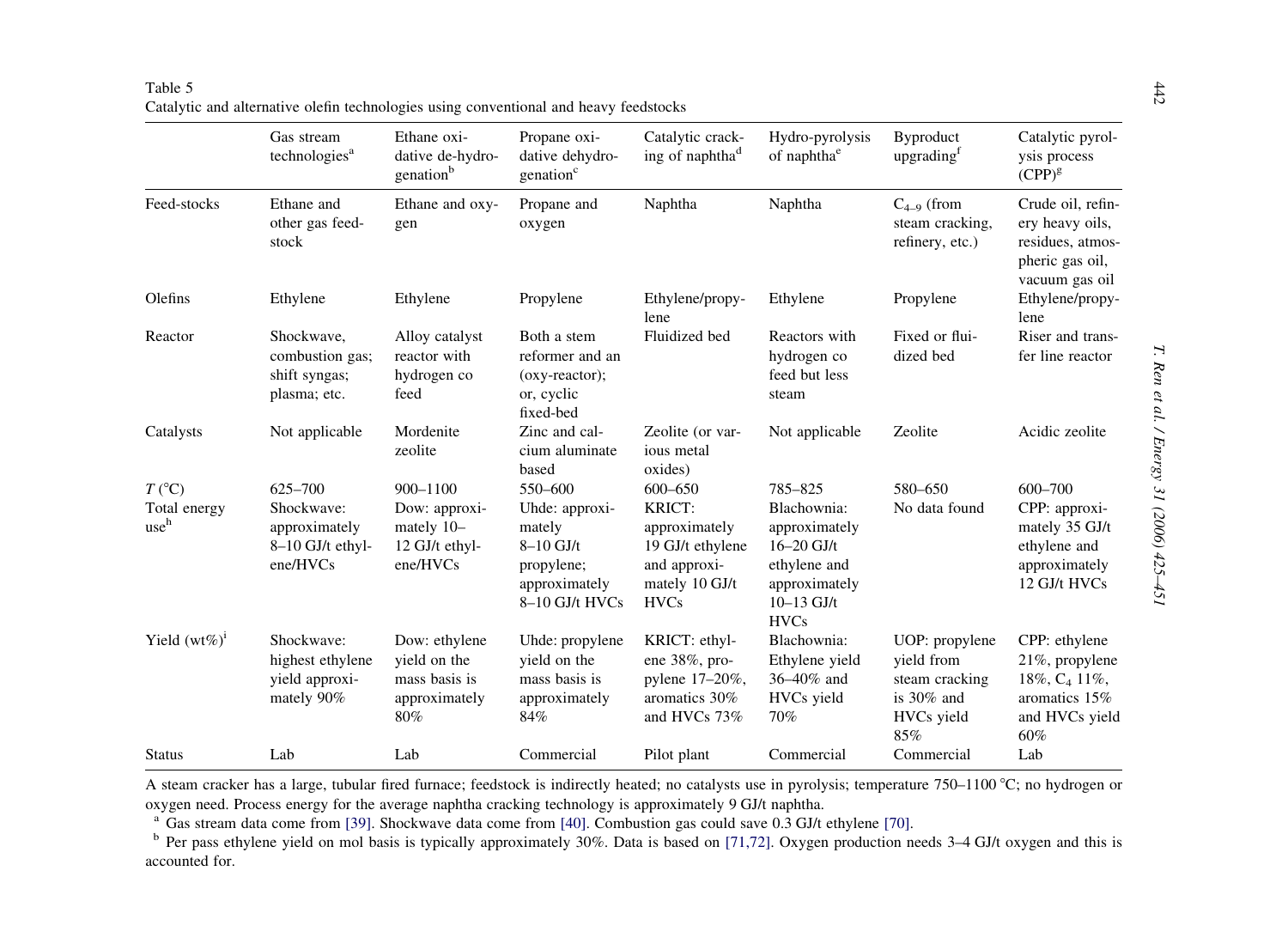Table 5
Catalytic and alternative olefin technologies using conventional and heavy feedstocks

| | Gas stream technologies[a] | Ethane oxidative de-hydrogenation[b] | Propane oxidative dehydrogenation[c] | Catalytic cracking of naphtha[d] | Hydro-pyrolysis of naphtha[e] | Byproduct upgrading[f] | Catalytic pyrolysis process (CPP)[g] |
|---|---|---|---|---|---|---|---|
| Feed-stocks | Ethane and other gas feedstock | Ethane and oxygen | Propane and oxygen | Naphtha | Naphtha | $C_{4-9}$ (from steam cracking, refinery, etc.) | Crude oil, refinery heavy oils, residues, atmospheric gas oil, vacuum gas oil |
| Olefins | Ethylene | Ethylene | Propylene | Ethylene/propylene | Ethylene | Propylene | Ethylene/propylene |
| Reactor | Shockwave, combustion gas; shift syngas; plasma; etc. | Alloy catalyst reactor with hydrogen co feed | Both a stem reformer and an (oxy-reactor); or, cyclic fixed-bed | Fluidized bed | Reactors with hydrogen co feed but less steam | Fixed or fluidized bed | Riser and transfer line reactor |
| Catalysts | Not applicable | Mordenite zeolite | Zinc and calcium aluminate based | Zeolite (or various metal oxides) | Not applicable | Zeolite | Acidic zeolite |
| $T$ (°C) | 625–700 | 900–1100 | 550–600 | 600–650 | 785–825 | 580–650 | 600–700 |
| Total energy use[h] | Shockwave: approximately 8–10 GJ/t ethylene/HVCs | Dow: approximately 10–12 GJ/t ethylene/HVCs | Uhde: approximately 8–10 GJ/t propylene; approximately 8–10 GJ/t HVCs | KRICT: approximately 19 GJ/t ethylene and approximately 10 GJ/t HVCs | Blachownia: approximately 16–20 GJ/t ethylene and approximately 10–13 GJ/t HVCs | No data found | CPP: approximately 35 GJ/t ethylene and approximately 12 GJ/t HVCs |
| Yield (wt%)[i] | Shockwave: highest ethylene yield approximately 90% | Dow: ethylene yield on the mass basis is approximately 80% | Uhde: propylene yield on the mass basis is approximately 84% | KRICT: ethylene 38%, propylene 17–20%, aromatics 30% and HVCs 73% | Blachownia: Ethylene yield 36–40% and HVCs yield 70% | UOP: propylene yield from steam cracking is 30% and HVCs yield 85% | CPP: ethylene 21%, propylene 18%, $C_4$ 11%, aromatics 15% and HVCs yield 60% |
| Status | Lab | Lab | Commercial | Pilot plant | Commercial | Commercial | Lab |

A steam cracker has a large, tubular fired furnace; feedstock is indirectly heated; no catalysts use in pyrolysis; temperature 750–1100 °C; no hydrogen or oxygen need. Process energy for the average naphtha cracking technology is approximately 9 GJ/t naphtha.

[a] Gas stream data come from [39]. Shockwave data come from [40]. Combustion gas could save 0.3 GJ/t ethylene [70].

[b] Per pass ethylene yield on mol basis is typically approximately 30%. Data is based on [71,72]. Oxygen production needs 3–4 GJ/t oxygen and this is accounted for.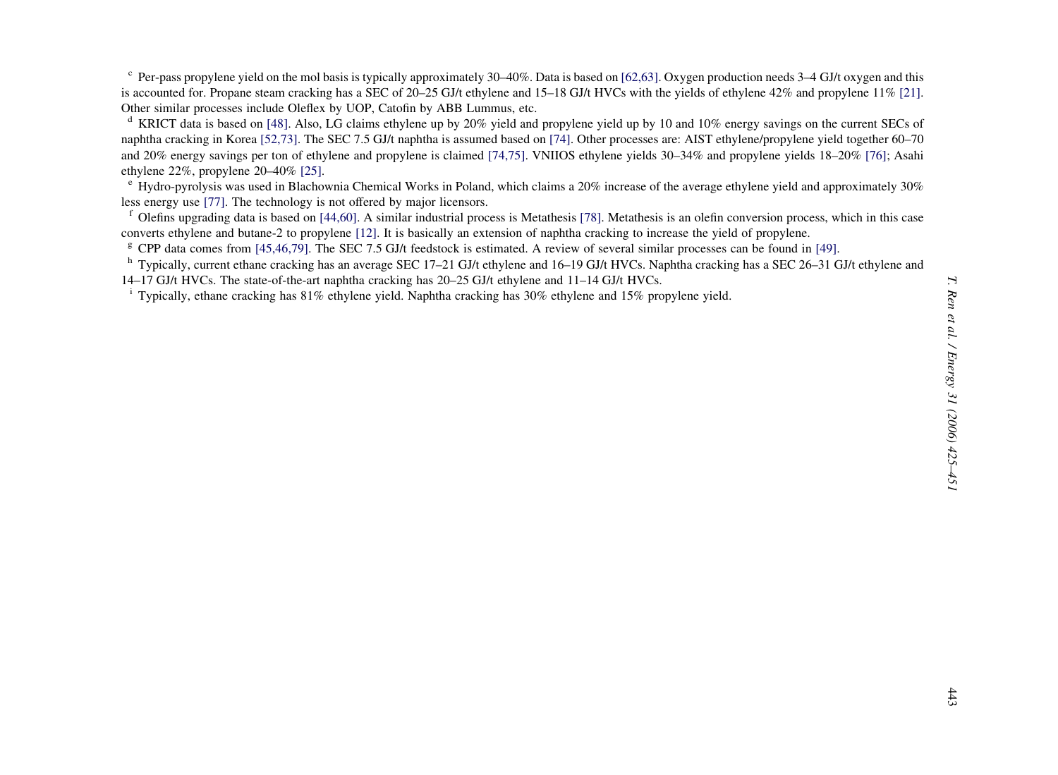[c] Per-pass propylene yield on the mol basis is typically approximately 30–40%. Data is based on [62,63]. Oxygen production needs 3–4 GJ/t oxygen and this is accounted for. Propane steam cracking has a SEC of 20–25 GJ/t ethylene and 15–18 GJ/t HVCs with the yields of ethylene 42% and propylene 11% [21]. Other similar processes include Oleflex by UOP, Catofin by ABB Lummus, etc.

[d] KRICT data is based on [48]. Also, LG claims ethylene up by 20% yield and propylene yield up by 10 and 10% energy savings on the current SECs of naphtha cracking in Korea [52,73]. The SEC 7.5 GJ/t naphtha is assumed based on [74]. Other processes are: AIST ethylene/propylene yield together 60–70 and 20% energy savings per ton of ethylene and propylene is claimed [74,75]. VNIIOS ethylene yields 30–34% and propylene yields 18–20% [76]; Asahi ethylene 22%, propylene 20–40% [25].

[e] Hydro-pyrolysis was used in Blachownia Chemical Works in Poland, which claims a 20% increase of the average ethylene yield and approximately 30% less energy use [77]. The technology is not offered by major licensors.

[f] Olefins upgrading data is based on [44,60]. A similar industrial process is Metathesis [78]. Metathesis is an olefin conversion process, which in this case converts ethylene and butane-2 to propylene [12]. It is basically an extension of naphtha cracking to increase the yield of propylene.

[g] CPP data comes from [45,46,79]. The SEC 7.5 GJ/t feedstock is estimated. A review of several similar processes can be found in [49].

[h] Typically, current ethane cracking has an average SEC 17–21 GJ/t ethylene and 16–19 GJ/t HVCs. Naphtha cracking has a SEC 26–31 GJ/t ethylene and 14–17 GJ/t HVCs. The state-of-the-art naphtha cracking has 20–25 GJ/t ethylene and 11–14 GJ/t HVCs.

[i] Typically, ethane cracking has 81% ethylene yield. Naphtha cracking has 30% ethylene and 15% propylene yield.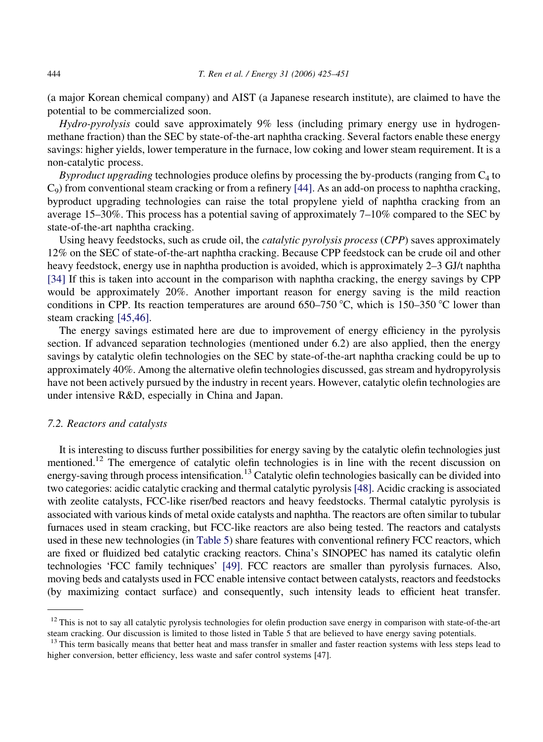(a major Korean chemical company) and AIST (a Japanese research institute), are claimed to have the potential to be commercialized soon.

*Hydro-pyrolysis* could save approximately 9% less (including primary energy use in hydrogen-methane fraction) than the SEC by state-of-the-art naphtha cracking. Several factors enable these energy savings: higher yields, lower temperature in the furnace, low coking and lower steam requirement. It is a non-catalytic process.

*Byproduct upgrading* technologies produce olefins by processing the by-products (ranging from $C_4$ to $C_9$) from conventional steam cracking or from a refinery [44]. As an add-on process to naphtha cracking, byproduct upgrading technologies can raise the total propylene yield of naphtha cracking from an average 15–30%. This process has a potential saving of approximately 7–10% compared to the SEC by state-of-the-art naphtha cracking.

Using heavy feedstocks, such as crude oil, the *catalytic pyrolysis process* (*CPP*) saves approximately 12% on the SEC of state-of-the-art naphtha cracking. Because CPP feedstock can be crude oil and other heavy feedstock, energy use in naphtha production is avoided, which is approximately 2–3 GJ/t naphtha [34] If this is taken into account in the comparison with naphtha cracking, the energy savings by CPP would be approximately 20%. Another important reason for energy saving is the mild reaction conditions in CPP. Its reaction temperatures are around 650–750 °C, which is 150–350 °C lower than steam cracking [45,46].

The energy savings estimated here are due to improvement of energy efficiency in the pyrolysis section. If advanced separation technologies (mentioned under 6.2) are also applied, then the energy savings by catalytic olefin technologies on the SEC by state-of-the-art naphtha cracking could be up to approximately 40%. Among the alternative olefin technologies discussed, gas stream and hydropyrolysis have not been actively pursued by the industry in recent years. However, catalytic olefin technologies are under intensive R&D, especially in China and Japan.

### 7.2. Reactors and catalysts

It is interesting to discuss further possibilities for energy saving by the catalytic olefin technologies just mentioned.[12] The emergence of catalytic olefin technologies is in line with the recent discussion on energy-saving through process intensification.[13] Catalytic olefin technologies basically can be divided into two categories: acidic catalytic cracking and thermal catalytic pyrolysis [48]. Acidic cracking is associated with zeolite catalysts, FCC-like riser/bed reactors and heavy feedstocks. Thermal catalytic pyrolysis is associated with various kinds of metal oxide catalysts and naphtha. The reactors are often similar to tubular furnaces used in steam cracking, but FCC-like reactors are also being tested. The reactors and catalysts used in these new technologies (in Table 5) share features with conventional refinery FCC reactors, which are fixed or fluidized bed catalytic cracking reactors. China's SINOPEC has named its catalytic olefin technologies 'FCC family techniques' [49]. FCC reactors are smaller than pyrolysis furnaces. Also, moving beds and catalysts used in FCC enable intensive contact between catalysts, reactors and feedstocks (by maximizing contact surface) and consequently, such intensity leads to efficient heat transfer.

---

[12] This is not to say all catalytic pyrolysis technologies for olefin production save energy in comparison with state-of-the-art steam cracking. Our discussion is limited to those listed in Table 5 that are believed to have energy saving potentials.

[13] This term basically means that better heat and mass transfer in smaller and faster reaction systems with less steps lead to higher conversion, better efficiency, less waste and safer control systems [47].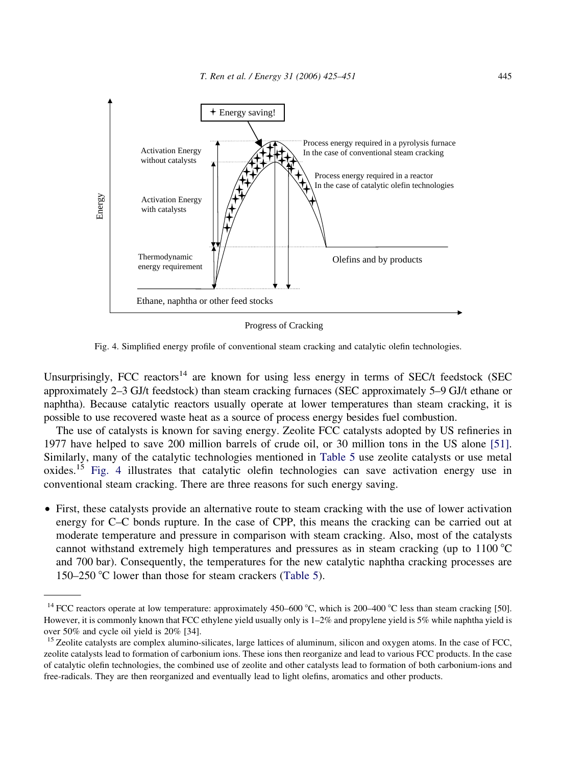Fig. 4. Simplified energy profile of conventional steam cracking and catalytic olefin technologies.

Unsurprisingly, FCC reactors[14] are known for using less energy in terms of SEC/t feedstock (SEC approximately 2–3 GJ/t feedstock) than steam cracking furnaces (SEC approximately 5–9 GJ/t ethane or naphtha). Because catalytic reactors usually operate at lower temperatures than steam cracking, it is possible to use recovered waste heat as a source of process energy besides fuel combustion.

The use of catalysts is known for saving energy. Zeolite FCC catalysts adopted by US refineries in 1977 have helped to save 200 million barrels of crude oil, or 30 million tons in the US alone [51]. Similarly, many of the catalytic technologies mentioned in Table 5 use zeolite catalysts or use metal oxides.[15] Fig. 4 illustrates that catalytic olefin technologies can save activation energy use in conventional steam cracking. There are three reasons for such energy saving.

- First, these catalysts provide an alternative route to steam cracking with the use of lower activation energy for C–C bonds rupture. In the case of CPP, this means the cracking can be carried out at moderate temperature and pressure in comparison with steam cracking. Also, most of the catalysts cannot withstand extremely high temperatures and pressures as in steam cracking (up to 1100 °C and 700 bar). Consequently, the temperatures for the new catalytic naphtha cracking processes are 150–250 °C lower than those for steam crackers (Table 5).

---

[14] FCC reactors operate at low temperature: approximately 450–600 °C, which is 200–400 °C less than steam cracking [50]. However, it is commonly known that FCC ethylene yield usually only is 1–2% and propylene yield is 5% while naphtha yield is over 50% and cycle oil yield is 20% [34].

[15] Zeolite catalysts are complex alumino-silicates, large lattices of aluminum, silicon and oxygen atoms. In the case of FCC, zeolite catalysts lead to formation of carbonium ions. These ions then reorganize and lead to various FCC products. In the case of catalytic olefin technologies, the combined use of zeolite and other catalysts lead to formation of both carbonium-ions and free-radicals. They are then reorganized and eventually lead to light olefins, aromatics and other products.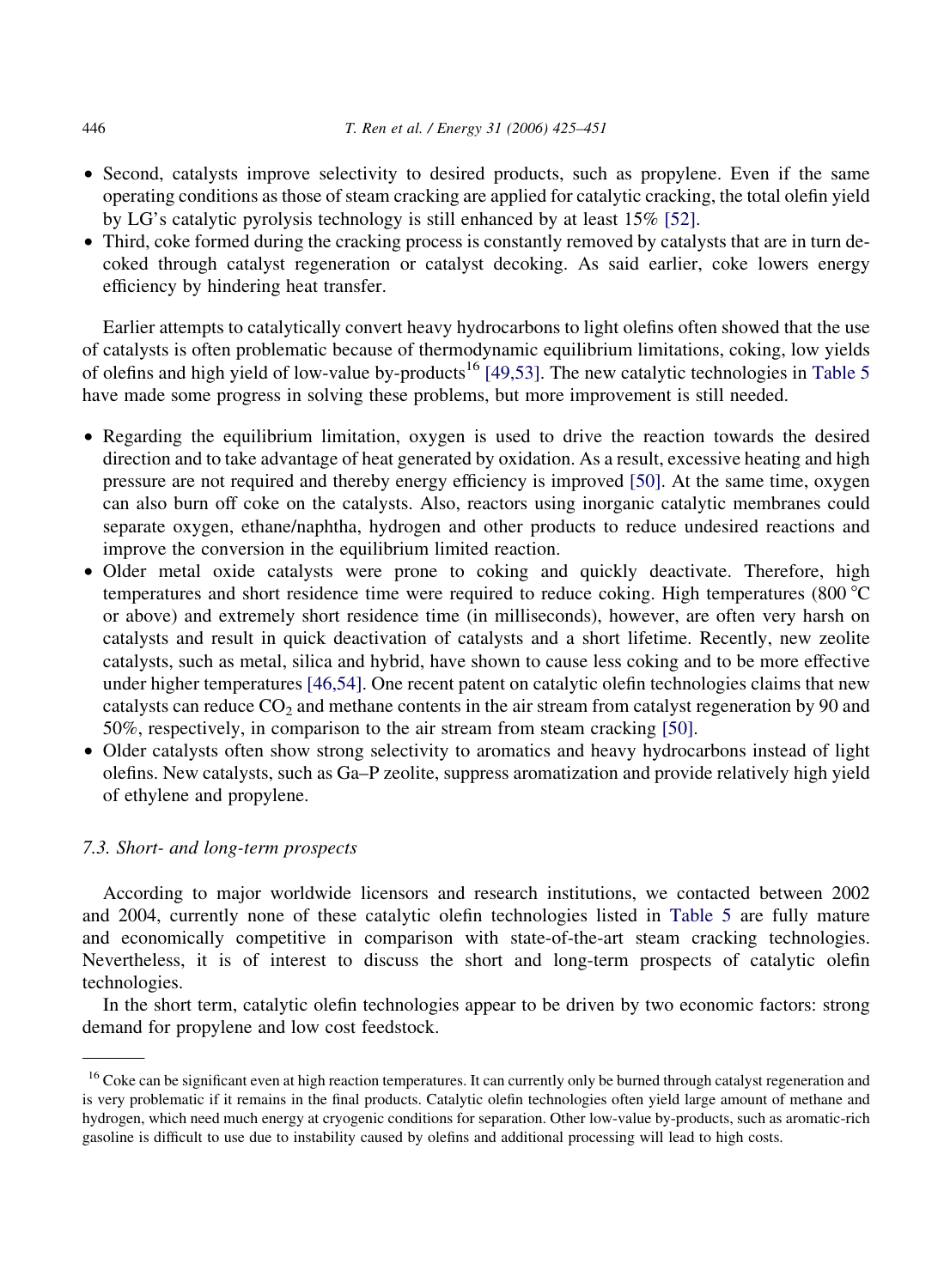- Second, catalysts improve selectivity to desired products, such as propylene. Even if the same operating conditions as those of steam cracking are applied for catalytic cracking, the total olefin yield by LG's catalytic pyrolysis technology is still enhanced by at least 15% [52].
- Third, coke formed during the cracking process is constantly removed by catalysts that are in turn de-coked through catalyst regeneration or catalyst decoking. As said earlier, coke lowers energy efficiency by hindering heat transfer.

Earlier attempts to catalytically convert heavy hydrocarbons to light olefins often showed that the use of catalysts is often problematic because of thermodynamic equilibrium limitations, coking, low yields of olefins and high yield of low-value by-products[16] [49,53]. The new catalytic technologies in Table 5 have made some progress in solving these problems, but more improvement is still needed.

- Regarding the equilibrium limitation, oxygen is used to drive the reaction towards the desired direction and to take advantage of heat generated by oxidation. As a result, excessive heating and high pressure are not required and thereby energy efficiency is improved [50]. At the same time, oxygen can also burn off coke on the catalysts. Also, reactors using inorganic catalytic membranes could separate oxygen, ethane/naphtha, hydrogen and other products to reduce undesired reactions and improve the conversion in the equilibrium limited reaction.
- Older metal oxide catalysts were prone to coking and quickly deactivate. Therefore, high temperatures and short residence time were required to reduce coking. High temperatures (800 °C or above) and extremely short residence time (in milliseconds), however, are often very harsh on catalysts and result in quick deactivation of catalysts and a short lifetime. Recently, new zeolite catalysts, such as metal, silica and hybrid, have shown to cause less coking and to be more effective under higher temperatures [46,54]. One recent patent on catalytic olefin technologies claims that new catalysts can reduce $CO_2$ and methane contents in the air stream from catalyst regeneration by 90 and 50%, respectively, in comparison to the air stream from steam cracking [50].
- Older catalysts often show strong selectivity to aromatics and heavy hydrocarbons instead of light olefins. New catalysts, such as Ga–P zeolite, suppress aromatization and provide relatively high yield of ethylene and propylene.

### 7.3. *Short- and long-term prospects*

According to major worldwide licensors and research institutions, we contacted between 2002 and 2004, currently none of these catalytic olefin technologies listed in Table 5 are fully mature and economically competitive in comparison with state-of-the-art steam cracking technologies. Nevertheless, it is of interest to discuss the short and long-term prospects of catalytic olefin technologies.

In the short term, catalytic olefin technologies appear to be driven by two economic factors: strong demand for propylene and low cost feedstock.

---

[16] Coke can be significant even at high reaction temperatures. It can currently only be burned through catalyst regeneration and is very problematic if it remains in the final products. Catalytic olefin technologies often yield large amount of methane and hydrogen, which need much energy at cryogenic conditions for separation. Other low-value by-products, such as aromatic-rich gasoline is difficult to use due to instability caused by olefins and additional processing will lead to high costs.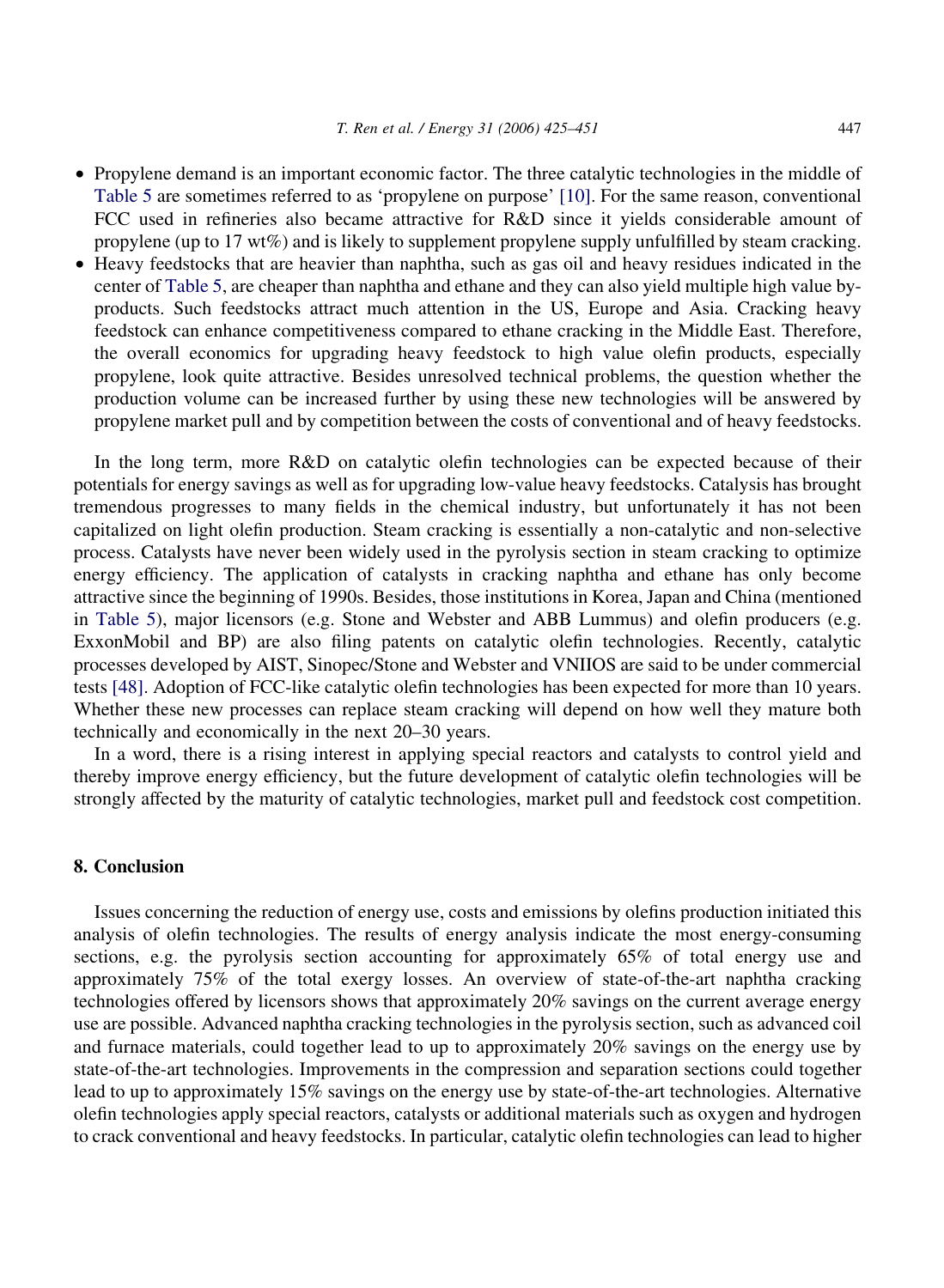- Propylene demand is an important economic factor. The three catalytic technologies in the middle of Table 5 are sometimes referred to as 'propylene on purpose' [10]. For the same reason, conventional FCC used in refineries also became attractive for R&D since it yields considerable amount of propylene (up to 17 wt%) and is likely to supplement propylene supply unfulfilled by steam cracking.
- Heavy feedstocks that are heavier than naphtha, such as gas oil and heavy residues indicated in the center of Table 5, are cheaper than naphtha and ethane and they can also yield multiple high value by-products. Such feedstocks attract much attention in the US, Europe and Asia. Cracking heavy feedstock can enhance competitiveness compared to ethane cracking in the Middle East. Therefore, the overall economics for upgrading heavy feedstock to high value olefin products, especially propylene, look quite attractive. Besides unresolved technical problems, the question whether the production volume can be increased further by using these new technologies will be answered by propylene market pull and by competition between the costs of conventional and of heavy feedstocks.

In the long term, more R&D on catalytic olefin technologies can be expected because of their potentials for energy savings as well as for upgrading low-value heavy feedstocks. Catalysis has brought tremendous progresses to many fields in the chemical industry, but unfortunately it has not been capitalized on light olefin production. Steam cracking is essentially a non-catalytic and non-selective process. Catalysts have never been widely used in the pyrolysis section in steam cracking to optimize energy efficiency. The application of catalysts in cracking naphtha and ethane has only become attractive since the beginning of 1990s. Besides, those institutions in Korea, Japan and China (mentioned in Table 5), major licensors (e.g. Stone and Webster and ABB Lummus) and olefin producers (e.g. ExxonMobil and BP) are also filing patents on catalytic olefin technologies. Recently, catalytic processes developed by AIST, Sinopec/Stone and Webster and VNIIOS are said to be under commercial tests [48]. Adoption of FCC-like catalytic olefin technologies has been expected for more than 10 years. Whether these new processes can replace steam cracking will depend on how well they mature both technically and economically in the next 20–30 years.

In a word, there is a rising interest in applying special reactors and catalysts to control yield and thereby improve energy efficiency, but the future development of catalytic olefin technologies will be strongly affected by the maturity of catalytic technologies, market pull and feedstock cost competition.

## 8. Conclusion

Issues concerning the reduction of energy use, costs and emissions by olefins production initiated this analysis of olefin technologies. The results of energy analysis indicate the most energy-consuming sections, e.g. the pyrolysis section accounting for approximately 65% of total energy use and approximately 75% of the total exergy losses. An overview of state-of-the-art naphtha cracking technologies offered by licensors shows that approximately 20% savings on the current average energy use are possible. Advanced naphtha cracking technologies in the pyrolysis section, such as advanced coil and furnace materials, could together lead to up to approximately 20% savings on the energy use by state-of-the-art technologies. Improvements in the compression and separation sections could together lead to up to approximately 15% savings on the energy use by state-of-the-art technologies. Alternative olefin technologies apply special reactors, catalysts or additional materials such as oxygen and hydrogen to crack conventional and heavy feedstocks. In particular, catalytic olefin technologies can lead to higher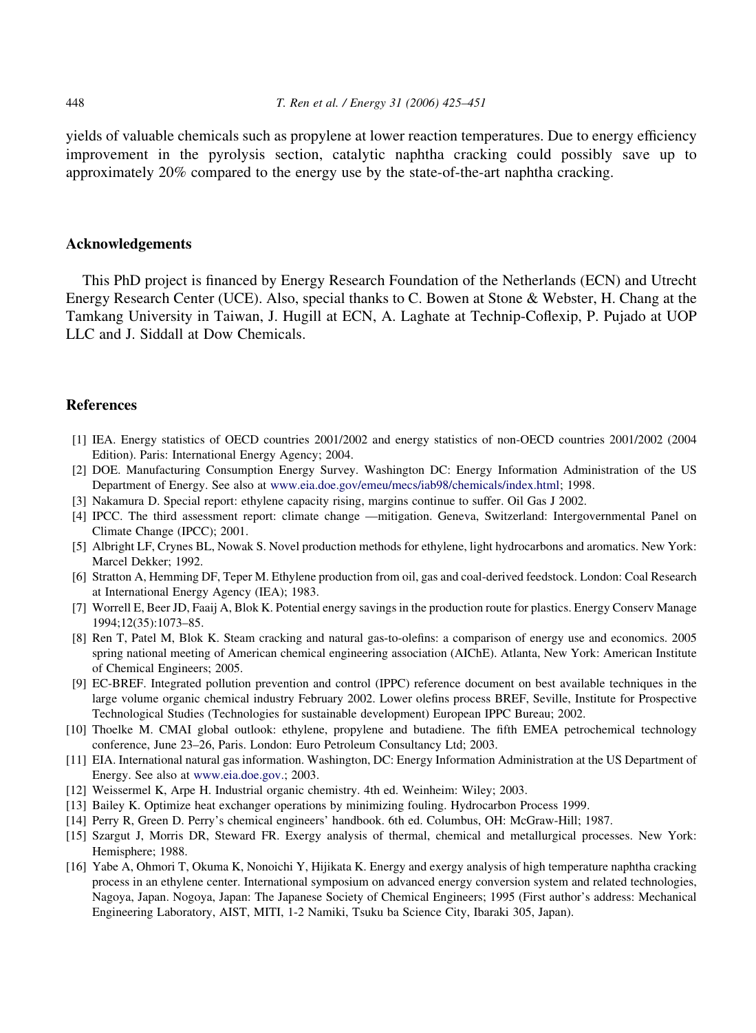yields of valuable chemicals such as propylene at lower reaction temperatures. Due to energy efficiency improvement in the pyrolysis section, catalytic naphtha cracking could possibly save up to approximately 20% compared to the energy use by the state-of-the-art naphtha cracking.

## Acknowledgements

This PhD project is financed by Energy Research Foundation of the Netherlands (ECN) and Utrecht Energy Research Center (UCE). Also, special thanks to C. Bowen at Stone & Webster, H. Chang at the Tamkang University in Taiwan, J. Hugill at ECN, A. Laghate at Technip-Coflexip, P. Pujado at UOP LLC and J. Siddall at Dow Chemicals.

## References

[1] IEA. Energy statistics of OECD countries 2001/2002 and energy statistics of non-OECD countries 2001/2002 (2004 Edition). Paris: International Energy Agency; 2004.

[2] DOE. Manufacturing Consumption Energy Survey. Washington DC: Energy Information Administration of the US Department of Energy. See also at www.eia.doe.gov/emeu/mecs/iab98/chemicals/index.html; 1998.

[3] Nakamura D. Special report: ethylene capacity rising, margins continue to suffer. Oil Gas J 2002.

[4] IPCC. The third assessment report: climate change —mitigation. Geneva, Switzerland: Intergovernmental Panel on Climate Change (IPCC); 2001.

[5] Albright LF, Crynes BL, Nowak S. Novel production methods for ethylene, light hydrocarbons and aromatics. New York: Marcel Dekker; 1992.

[6] Stratton A, Hemming DF, Teper M. Ethylene production from oil, gas and coal-derived feedstock. London: Coal Research at International Energy Agency (IEA); 1983.

[7] Worrell E, Beer JD, Faaij A, Blok K. Potential energy savings in the production route for plastics. Energy Conserv Manage 1994;12(35):1073–85.

[8] Ren T, Patel M, Blok K. Steam cracking and natural gas-to-olefins: a comparison of energy use and economics. 2005 spring national meeting of American chemical engineering association (AIChE). Atlanta, New York: American Institute of Chemical Engineers; 2005.

[9] EC-BREF. Integrated pollution prevention and control (IPPC) reference document on best available techniques in the large volume organic chemical industry February 2002. Lower olefins process BREF, Seville, Institute for Prospective Technological Studies (Technologies for sustainable development) European IPPC Bureau; 2002.

[10] Thoelke M. CMAI global outlook: ethylene, propylene and butadiene. The fifth EMEA petrochemical technology conference, June 23–26, Paris. London: Euro Petroleum Consultancy Ltd; 2003.

[11] EIA. International natural gas information. Washington, DC: Energy Information Administration at the US Department of Energy. See also at www.eia.doe.gov.; 2003.

[12] Weissermel K, Arpe H. Industrial organic chemistry. 4th ed. Weinheim: Wiley; 2003.

[13] Bailey K. Optimize heat exchanger operations by minimizing fouling. Hydrocarbon Process 1999.

[14] Perry R, Green D. Perry's chemical engineers' handbook. 6th ed. Columbus, OH: McGraw-Hill; 1987.

[15] Szargut J, Morris DR, Steward FR. Exergy analysis of thermal, chemical and metallurgical processes. New York: Hemisphere; 1988.

[16] Yabe A, Ohmori T, Okuma K, Nonoichi Y, Hijikata K. Energy and exergy analysis of high temperature naphtha cracking process in an ethylene center. International symposium on advanced energy conversion system and related technologies, Nagoya, Japan. Nogoya, Japan: The Japanese Society of Chemical Engineers; 1995 (First author's address: Mechanical Engineering Laboratory, AIST, MITI, 1-2 Namiki, Tsuku ba Science City, Ibaraki 305, Japan).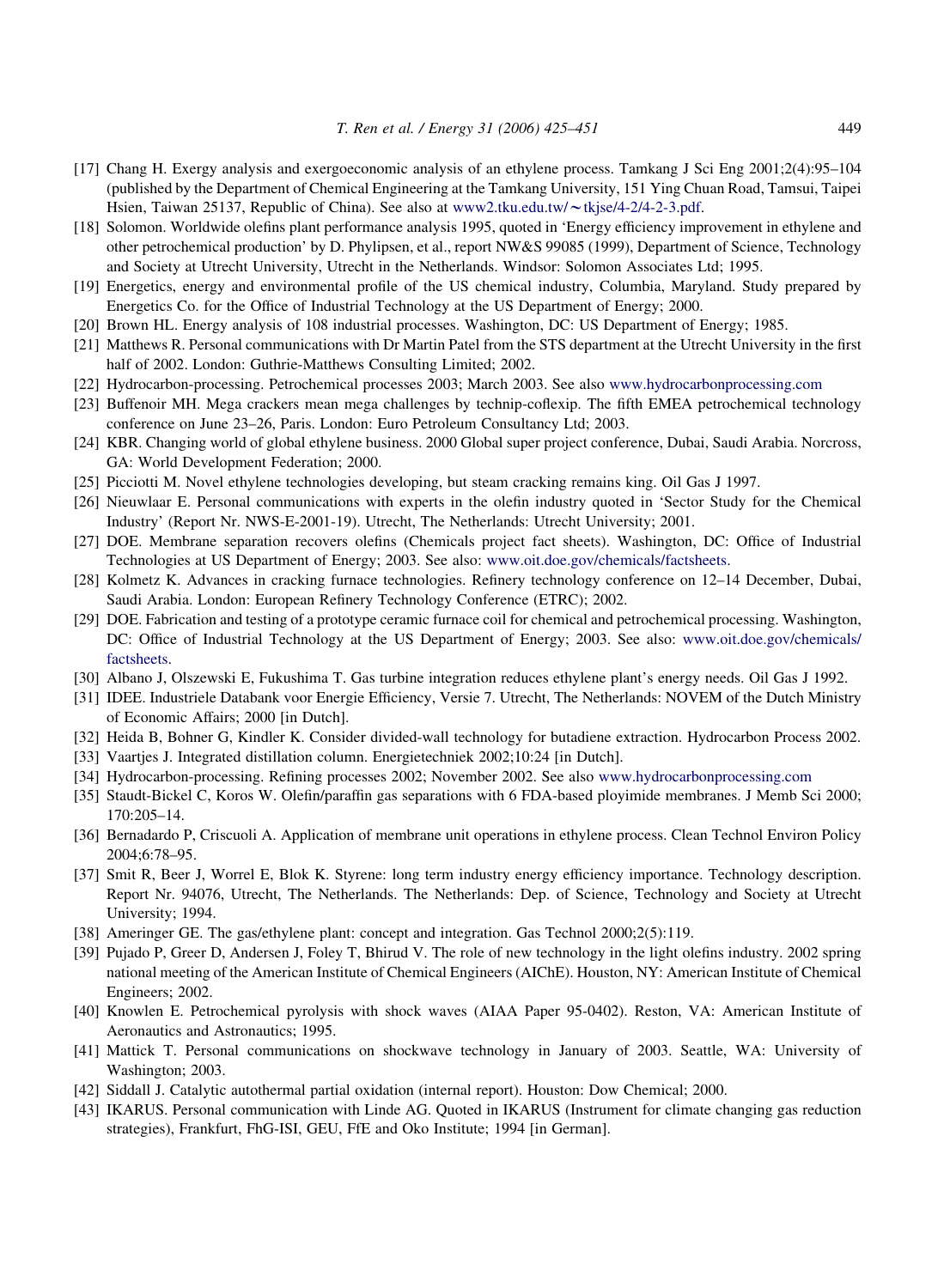[17] Chang H. Exergy analysis and exergoeconomic analysis of an ethylene process. Tamkang J Sci Eng 2001;2(4):95–104 (published by the Department of Chemical Engineering at the Tamkang University, 151 Ying Chuan Road, Tamsui, Taipei Hsien, Taiwan 25137, Republic of China). See also at www2.tku.edu.tw/~tkjse/4-2/4-2-3.pdf.

[18] Solomon. Worldwide olefins plant performance analysis 1995, quoted in 'Energy efficiency improvement in ethylene and other petrochemical production' by D. Phylipsen, et al., report NW&S 99085 (1999), Department of Science, Technology and Society at Utrecht University, Utrecht in the Netherlands. Windsor: Solomon Associates Ltd; 1995.

[19] Energetics, energy and environmental profile of the US chemical industry, Columbia, Maryland. Study prepared by Energetics Co. for the Office of Industrial Technology at the US Department of Energy; 2000.

[20] Brown HL. Energy analysis of 108 industrial processes. Washington, DC: US Department of Energy; 1985.

[21] Matthews R. Personal communications with Dr Martin Patel from the STS department at the Utrecht University in the first half of 2002. London: Guthrie-Matthews Consulting Limited; 2002.

[22] Hydrocarbon-processing. Petrochemical processes 2003; March 2003. See also www.hydrocarbonprocessing.com

[23] Buffenoir MH. Mega crackers mean mega challenges by technip-coflexip. The fifth EMEA petrochemical technology conference on June 23–26, Paris. London: Euro Petroleum Consultancy Ltd; 2003.

[24] KBR. Changing world of global ethylene business. 2000 Global super project conference, Dubai, Saudi Arabia. Norcross, GA: World Development Federation; 2000.

[25] Picciotti M. Novel ethylene technologies developing, but steam cracking remains king. Oil Gas J 1997.

[26] Nieuwlaar E. Personal communications with experts in the olefin industry quoted in 'Sector Study for the Chemical Industry' (Report Nr. NWS-E-2001-19). Utrecht, The Netherlands: Utrecht University; 2001.

[27] DOE. Membrane separation recovers olefins (Chemicals project fact sheets). Washington, DC: Office of Industrial Technologies at US Department of Energy; 2003. See also: www.oit.doe.gov/chemicals/factsheets.

[28] Kolmetz K. Advances in cracking furnace technologies. Refinery technology conference on 12–14 December, Dubai, Saudi Arabia. London: European Refinery Technology Conference (ETRC); 2002.

[29] DOE. Fabrication and testing of a prototype ceramic furnace coil for chemical and petrochemical processing. Washington, DC: Office of Industrial Technology at the US Department of Energy; 2003. See also: www.oit.doe.gov/chemicals/factsheets.

[30] Albano J, Olszewski E, Fukushima T. Gas turbine integration reduces ethylene plant's energy needs. Oil Gas J 1992.

[31] IDEE. Industriele Databank voor Energie Efficiency, Versie 7. Utrecht, The Netherlands: NOVEM of the Dutch Ministry of Economic Affairs; 2000 [in Dutch].

[32] Heida B, Bohner G, Kindler K. Consider divided-wall technology for butadiene extraction. Hydrocarbon Process 2002.

[33] Vaartjes J. Integrated distillation column. Energietechniek 2002;10:24 [in Dutch].

[34] Hydrocarbon-processing. Refining processes 2002; November 2002. See also www.hydrocarbonprocessing.com

[35] Staudt-Bickel C, Koros W. Olefin/paraffin gas separations with 6 FDA-based ployimide membranes. J Memb Sci 2000; 170:205–14.

[36] Bernadardo P, Criscuoli A. Application of membrane unit operations in ethylene process. Clean Technol Environ Policy 2004;6:78–95.

[37] Smit R, Beer J, Worrel E, Blok K. Styrene: long term industry energy efficiency importance. Technology description. Report Nr. 94076, Utrecht, The Netherlands. The Netherlands: Dep. of Science, Technology and Society at Utrecht University; 1994.

[38] Ameringer GE. The gas/ethylene plant: concept and integration. Gas Technol 2000;2(5):119.

[39] Pujado P, Greer D, Andersen J, Foley T, Bhirud V. The role of new technology in the light olefins industry. 2002 spring national meeting of the American Institute of Chemical Engineers (AIChE). Houston, NY: American Institute of Chemical Engineers; 2002.

[40] Knowlen E. Petrochemical pyrolysis with shock waves (AIAA Paper 95-0402). Reston, VA: American Institute of Aeronautics and Astronautics; 1995.

[41] Mattick T. Personal communications on shockwave technology in January of 2003. Seattle, WA: University of Washington; 2003.

[42] Siddall J. Catalytic autothermal partial oxidation (internal report). Houston: Dow Chemical; 2000.

[43] IKARUS. Personal communication with Linde AG. Quoted in IKARUS (Instrument for climate changing gas reduction strategies), Frankfurt, FhG-ISI, GEU, FfE and Oko Institute; 1994 [in German].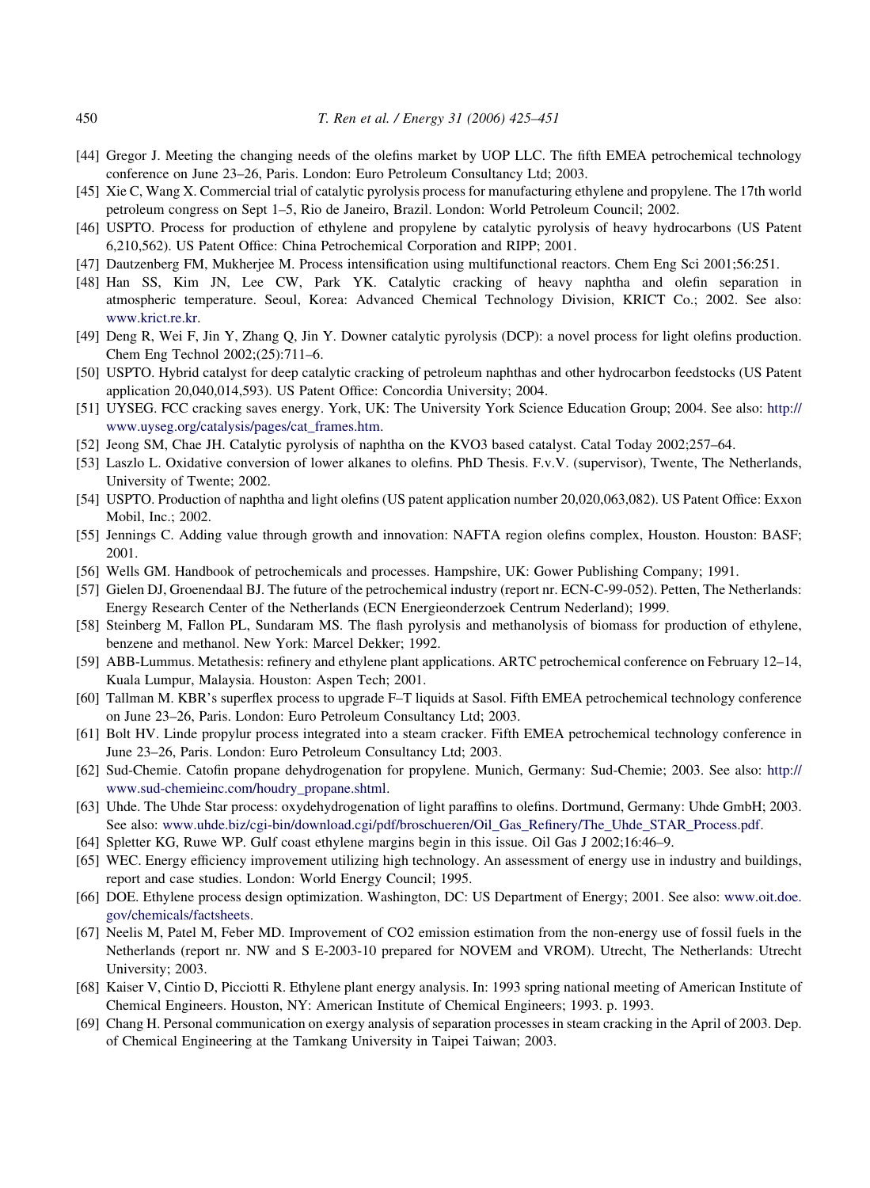[44] Gregor J. Meeting the changing needs of the olefins market by UOP LLC. The fifth EMEA petrochemical technology conference on June 23–26, Paris. London: Euro Petroleum Consultancy Ltd; 2003.

[45] Xie C, Wang X. Commercial trial of catalytic pyrolysis process for manufacturing ethylene and propylene. The 17th world petroleum congress on Sept 1–5, Rio de Janeiro, Brazil. London: World Petroleum Council; 2002.

[46] USPTO. Process for production of ethylene and propylene by catalytic pyrolysis of heavy hydrocarbons (US Patent 6,210,562). US Patent Office: China Petrochemical Corporation and RIPP; 2001.

[47] Dautzenberg FM, Mukherjee M. Process intensification using multifunctional reactors. Chem Eng Sci 2001;56:251.

[48] Han SS, Kim JN, Lee CW, Park YK. Catalytic cracking of heavy naphtha and olefin separation in atmospheric temperature. Seoul, Korea: Advanced Chemical Technology Division, KRICT Co.; 2002. See also: www.krict.re.kr.

[49] Deng R, Wei F, Jin Y, Zhang Q, Jin Y. Downer catalytic pyrolysis (DCP): a novel process for light olefins production. Chem Eng Technol 2002;(25):711–6.

[50] USPTO. Hybrid catalyst for deep catalytic cracking of petroleum naphthas and other hydrocarbon feedstocks (US Patent application 20,040,014,593). US Patent Office: Concordia University; 2004.

[51] UYSEG. FCC cracking saves energy. York, UK: The University York Science Education Group; 2004. See also: http://www.uyseg.org/catalysis/pages/cat_frames.htm.

[52] Jeong SM, Chae JH. Catalytic pyrolysis of naphtha on the KVO3 based catalyst. Catal Today 2002;257–64.

[53] Laszlo L. Oxidative conversion of lower alkanes to olefins. PhD Thesis. F.v.V. (supervisor), Twente, The Netherlands, University of Twente; 2002.

[54] USPTO. Production of naphtha and light olefins (US patent application number 20,020,063,082). US Patent Office: Exxon Mobil, Inc.; 2002.

[55] Jennings C. Adding value through growth and innovation: NAFTA region olefins complex, Houston. Houston: BASF; 2001.

[56] Wells GM. Handbook of petrochemicals and processes. Hampshire, UK: Gower Publishing Company; 1991.

[57] Gielen DJ, Groenendaal BJ. The future of the petrochemical industry (report nr. ECN-C-99-052). Petten, The Netherlands: Energy Research Center of the Netherlands (ECN Energieonderzoek Centrum Nederland); 1999.

[58] Steinberg M, Fallon PL, Sundaram MS. The flash pyrolysis and methanolysis of biomass for production of ethylene, benzene and methanol. New York: Marcel Dekker; 1992.

[59] ABB-Lummus. Metathesis: refinery and ethylene plant applications. ARTC petrochemical conference on February 12–14, Kuala Lumpur, Malaysia. Houston: Aspen Tech; 2001.

[60] Tallman M. KBR's superflex process to upgrade F–T liquids at Sasol. Fifth EMEA petrochemical technology conference on June 23–26, Paris. London: Euro Petroleum Consultancy Ltd; 2003.

[61] Bolt HV. Linde propylur process integrated into a steam cracker. Fifth EMEA petrochemical technology conference in June 23–26, Paris. London: Euro Petroleum Consultancy Ltd; 2003.

[62] Sud-Chemie. Catofin propane dehydrogenation for propylene. Munich, Germany: Sud-Chemie; 2003. See also: http://www.sud-chemieinc.com/houdry_propane.shtml.

[63] Uhde. The Uhde Star process: oxydehydrogenation of light paraffins to olefins. Dortmund, Germany: Uhde GmbH; 2003. See also: www.uhde.biz/cgi-bin/download.cgi/pdf/broschueren/Oil_Gas_Refinery/The_Uhde_STAR_Process.pdf.

[64] Spletter KG, Ruwe WP. Gulf coast ethylene margins begin in this issue. Oil Gas J 2002;16:46–9.

[65] WEC. Energy efficiency improvement utilizing high technology. An assessment of energy use in industry and buildings, report and case studies. London: World Energy Council; 1995.

[66] DOE. Ethylene process design optimization. Washington, DC: US Department of Energy; 2001. See also: www.oit.doe.gov/chemicals/factsheets.

[67] Neelis M, Patel M, Feber MD. Improvement of CO2 emission estimation from the non-energy use of fossil fuels in the Netherlands (report nr. NW and S E-2003-10 prepared for NOVEM and VROM). Utrecht, The Netherlands: Utrecht University; 2003.

[68] Kaiser V, Cintio D, Picciotti R. Ethylene plant energy analysis. In: 1993 spring national meeting of American Institute of Chemical Engineers. Houston, NY: American Institute of Chemical Engineers; 1993. p. 1993.

[69] Chang H. Personal communication on exergy analysis of separation processes in steam cracking in the April of 2003. Dep. of Chemical Engineering at the Tamkang University in Taipei Taiwan; 2003.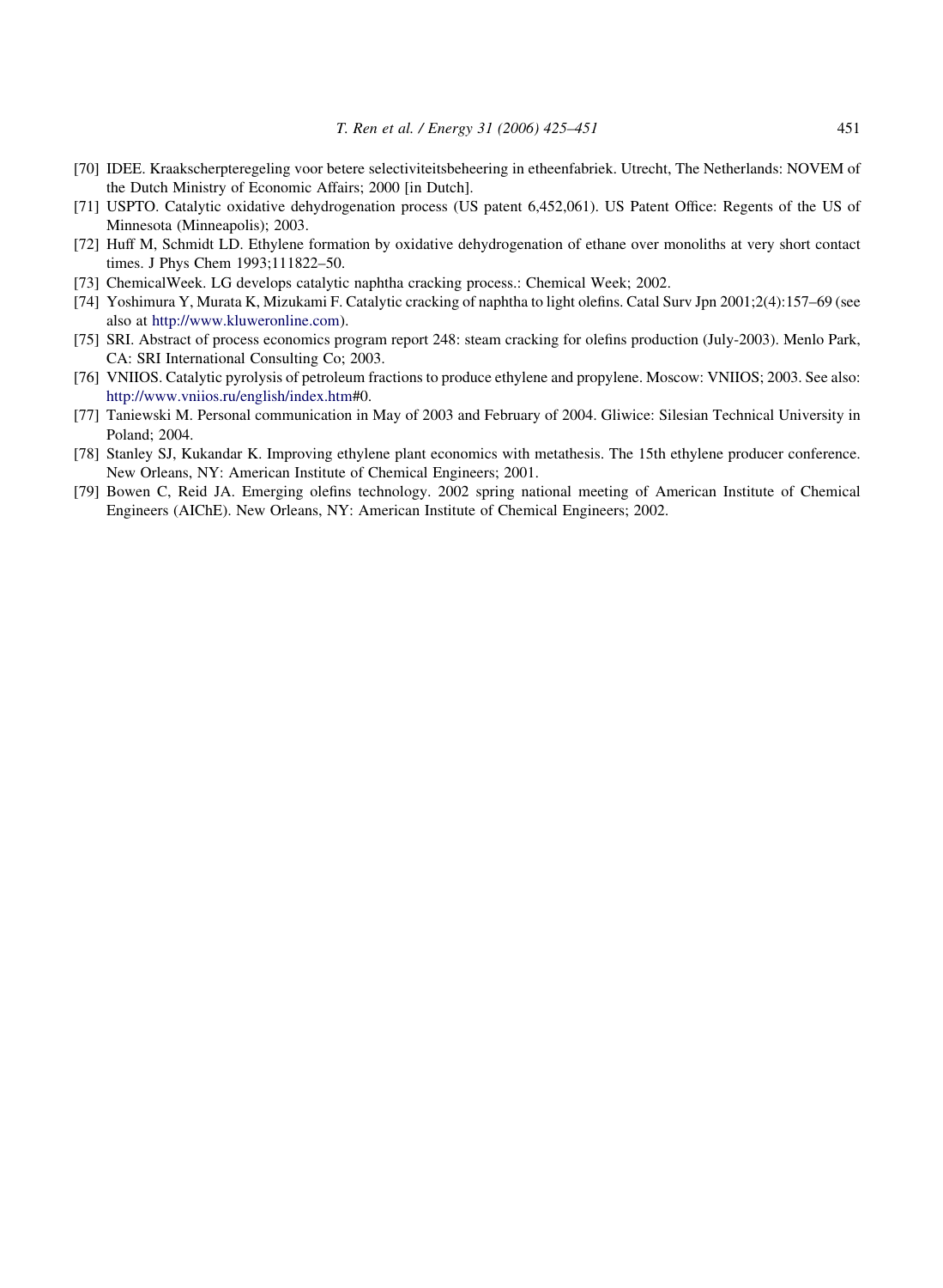[70] IDEE. Kraakscherpteregeling voor betere selectiviteitsbeheering in etheenfabriek. Utrecht, The Netherlands: NOVEM of the Dutch Ministry of Economic Affairs; 2000 [in Dutch].

[71] USPTO. Catalytic oxidative dehydrogenation process (US patent 6,452,061). US Patent Office: Regents of the US of Minnesota (Minneapolis); 2003.

[72] Huff M, Schmidt LD. Ethylene formation by oxidative dehydrogenation of ethane over monoliths at very short contact times. J Phys Chem 1993;111822–50.

[73] ChemicalWeek. LG develops catalytic naphtha cracking process.: Chemical Week; 2002.

[74] Yoshimura Y, Murata K, Mizukami F. Catalytic cracking of naphtha to light olefins. Catal Surv Jpn 2001;2(4):157–69 (see also at http://www.kluweronline.com).

[75] SRI. Abstract of process economics program report 248: steam cracking for olefins production (July-2003). Menlo Park, CA: SRI International Consulting Co; 2003.

[76] VNIIOS. Catalytic pyrolysis of petroleum fractions to produce ethylene and propylene. Moscow: VNIIOS; 2003. See also: http://www.vniios.ru/english/index.htm#0.

[77] Taniewski M. Personal communication in May of 2003 and February of 2004. Gliwice: Silesian Technical University in Poland; 2004.

[78] Stanley SJ, Kukandar K. Improving ethylene plant economics with metathesis. The 15th ethylene producer conference. New Orleans, NY: American Institute of Chemical Engineers; 2001.

[79] Bowen C, Reid JA. Emerging olefins technology. 2002 spring national meeting of American Institute of Chemical Engineers (AIChE). New Orleans, NY: American Institute of Chemical Engineers; 2002.